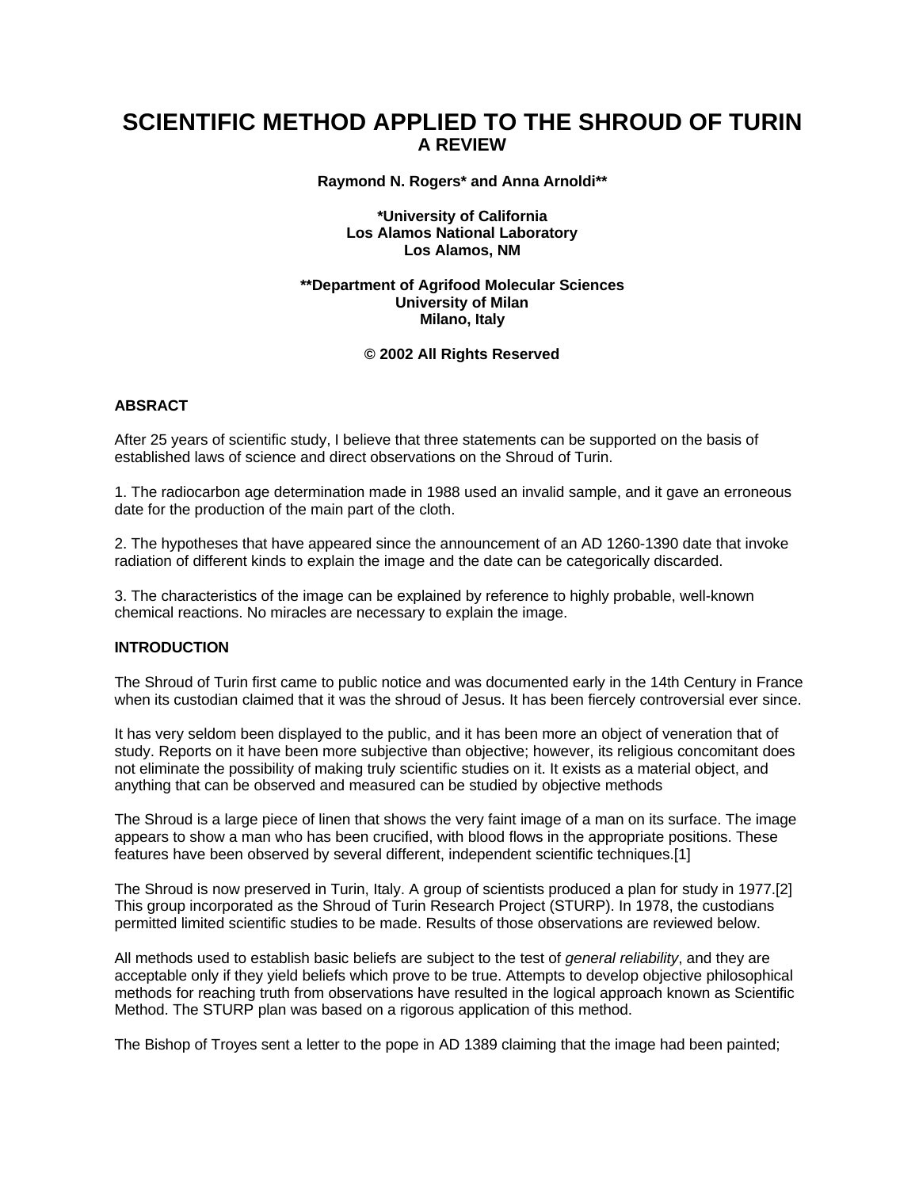# SCIENTIFIC METHOD APPLIED TO THE SHROUD OF TURIN
## A REVIEW

**Raymond N. Rogers\* and Anna Arnoldi\*\***

**\*University of California**
**Los Alamos National Laboratory**
**Los Alamos, NM**

**\*\*Department of Agrifood Molecular Sciences**
**University of Milan**
**Milano, Italy**

**© 2002 All Rights Reserved**

**ABSRACT**

After 25 years of scientific study, I believe that three statements can be supported on the basis of established laws of science and direct observations on the Shroud of Turin.

1. The radiocarbon age determination made in 1988 used an invalid sample, and it gave an erroneous date for the production of the main part of the cloth.

2. The hypotheses that have appeared since the announcement of an AD 1260-1390 date that invoke radiation of different kinds to explain the image and the date can be categorically discarded.

3. The characteristics of the image can be explained by reference to highly probable, well-known chemical reactions. No miracles are necessary to explain the image.

**INTRODUCTION**

The Shroud of Turin first came to public notice and was documented early in the 14th Century in France when its custodian claimed that it was the shroud of Jesus. It has been fiercely controversial ever since.

It has very seldom been displayed to the public, and it has been more an object of veneration that of study. Reports on it have been more subjective than objective; however, its religious concomitant does not eliminate the possibility of making truly scientific studies on it. It exists as a material object, and anything that can be observed and measured can be studied by objective methods

The Shroud is a large piece of linen that shows the very faint image of a man on its surface. The image appears to show a man who has been crucified, with blood flows in the appropriate positions. These features have been observed by several different, independent scientific techniques.[1]

The Shroud is now preserved in Turin, Italy. A group of scientists produced a plan for study in 1977.[2] This group incorporated as the Shroud of Turin Research Project (STURP). In 1978, the custodians permitted limited scientific studies to be made. Results of those observations are reviewed below.

All methods used to establish basic beliefs are subject to the test of *general reliability*, and they are acceptable only if they yield beliefs which prove to be true. Attempts to develop objective philosophical methods for reaching truth from observations have resulted in the logical approach known as Scientific Method. The STURP plan was based on a rigorous application of this method.

The Bishop of Troyes sent a letter to the pope in AD 1389 claiming that the image had been painted;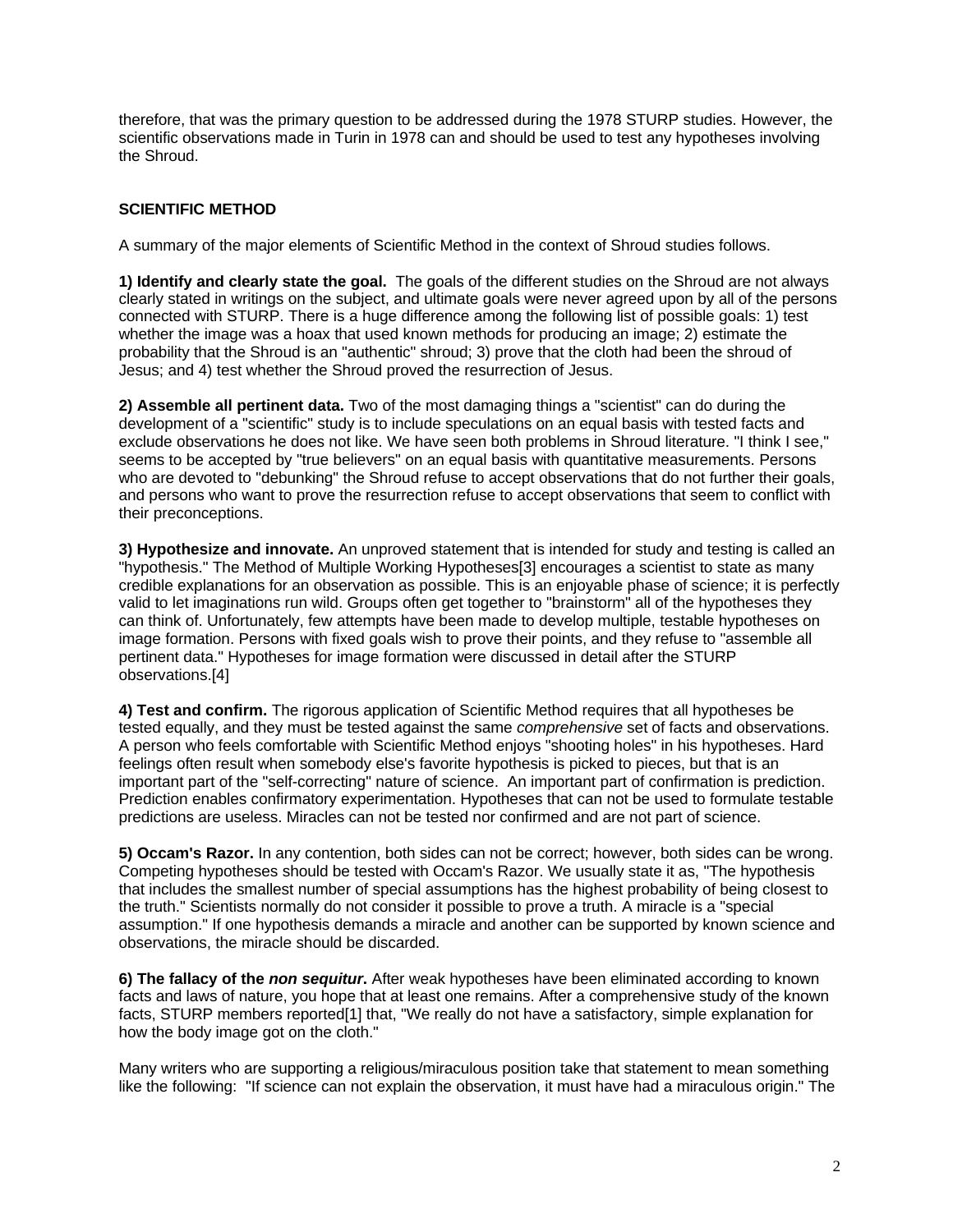therefore, that was the primary question to be addressed during the 1978 STURP studies. However, the scientific observations made in Turin in 1978 can and should be used to test any hypotheses involving the Shroud.

## SCIENTIFIC METHOD

A summary of the major elements of Scientific Method in the context of Shroud studies follows.

**1) Identify and clearly state the goal.** The goals of the different studies on the Shroud are not always clearly stated in writings on the subject, and ultimate goals were never agreed upon by all of the persons connected with STURP. There is a huge difference among the following list of possible goals: 1) test whether the image was a hoax that used known methods for producing an image; 2) estimate the probability that the Shroud is an "authentic" shroud; 3) prove that the cloth had been the shroud of Jesus; and 4) test whether the Shroud proved the resurrection of Jesus.

**2) Assemble all pertinent data.** Two of the most damaging things a "scientist" can do during the development of a "scientific" study is to include speculations on an equal basis with tested facts and exclude observations he does not like. We have seen both problems in Shroud literature. "I think I see," seems to be accepted by "true believers" on an equal basis with quantitative measurements. Persons who are devoted to "debunking" the Shroud refuse to accept observations that do not further their goals, and persons who want to prove the resurrection refuse to accept observations that seem to conflict with their preconceptions.

**3) Hypothesize and innovate.** An unproved statement that is intended for study and testing is called an "hypothesis." The Method of Multiple Working Hypotheses[3] encourages a scientist to state as many credible explanations for an observation as possible. This is an enjoyable phase of science; it is perfectly valid to let imaginations run wild. Groups often get together to "brainstorm" all of the hypotheses they can think of. Unfortunately, few attempts have been made to develop multiple, testable hypotheses on image formation. Persons with fixed goals wish to prove their points, and they refuse to "assemble all pertinent data." Hypotheses for image formation were discussed in detail after the STURP observations.[4]

**4) Test and confirm.** The rigorous application of Scientific Method requires that all hypotheses be tested equally, and they must be tested against the same *comprehensive* set of facts and observations. A person who feels comfortable with Scientific Method enjoys "shooting holes" in his hypotheses. Hard feelings often result when somebody else's favorite hypothesis is picked to pieces, but that is an important part of the "self-correcting" nature of science. An important part of confirmation is prediction. Prediction enables confirmatory experimentation. Hypotheses that can not be used to formulate testable predictions are useless. Miracles can not be tested nor confirmed and are not part of science.

**5) Occam's Razor.** In any contention, both sides can not be correct; however, both sides can be wrong. Competing hypotheses should be tested with Occam's Razor. We usually state it as, "The hypothesis that includes the smallest number of special assumptions has the highest probability of being closest to the truth." Scientists normally do not consider it possible to prove a truth. A miracle is a "special assumption." If one hypothesis demands a miracle and another can be supported by known science and observations, the miracle should be discarded.

**6) The fallacy of the *non sequitur*.** After weak hypotheses have been eliminated according to known facts and laws of nature, you hope that at least one remains. After a comprehensive study of the known facts, STURP members reported[1] that, "We really do not have a satisfactory, simple explanation for how the body image got on the cloth."

Many writers who are supporting a religious/miraculous position take that statement to mean something like the following: "If science can not explain the observation, it must have had a miraculous origin." The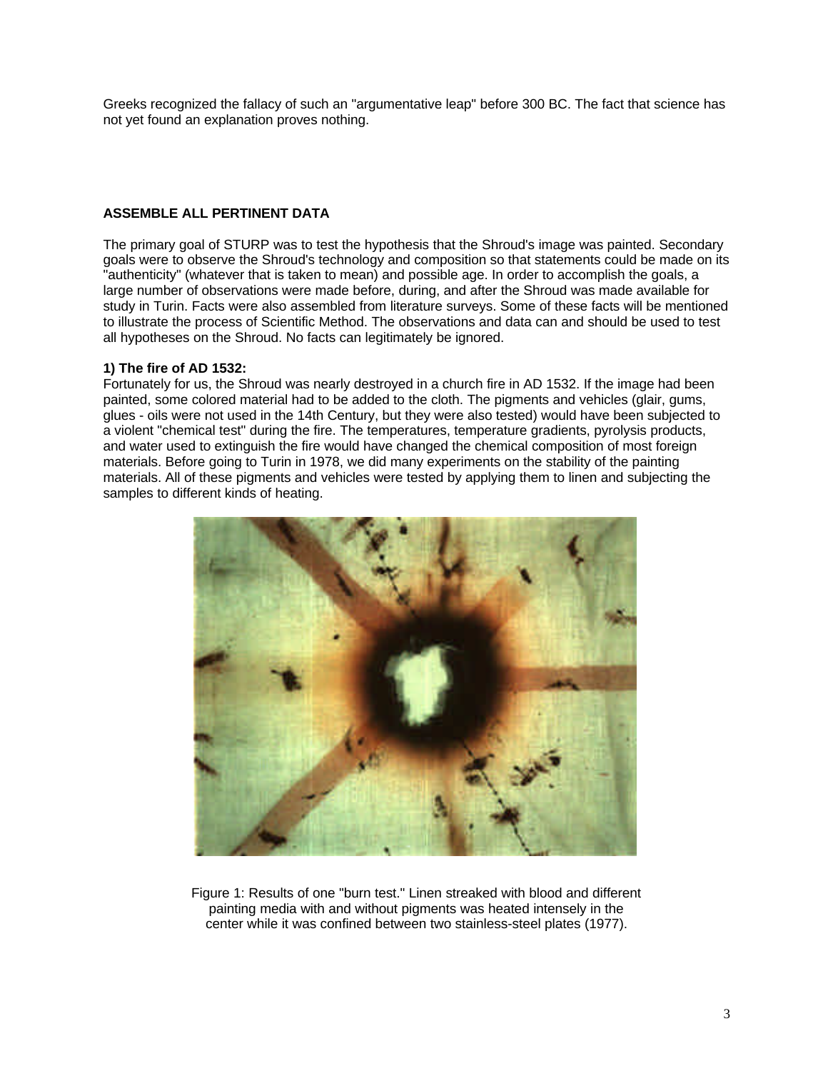Greeks recognized the fallacy of such an "argumentative leap" before 300 BC. The fact that science has not yet found an explanation proves nothing.

## ASSEMBLE ALL PERTINENT DATA

The primary goal of STURP was to test the hypothesis that the Shroud's image was painted. Secondary goals were to observe the Shroud's technology and composition so that statements could be made on its "authenticity" (whatever that is taken to mean) and possible age. In order to accomplish the goals, a large number of observations were made before, during, and after the Shroud was made available for study in Turin. Facts were also assembled from literature surveys. Some of these facts will be mentioned to illustrate the process of Scientific Method. The observations and data can and should be used to test all hypotheses on the Shroud. No facts can legitimately be ignored.

### 1) The fire of AD 1532:

Fortunately for us, the Shroud was nearly destroyed in a church fire in AD 1532. If the image had been painted, some colored material had to be added to the cloth. The pigments and vehicles (glair, gums, glues - oils were not used in the 14th Century, but they were also tested) would have been subjected to a violent "chemical test" during the fire. The temperatures, temperature gradients, pyrolysis products, and water used to extinguish the fire would have changed the chemical composition of most foreign materials. Before going to Turin in 1978, we did many experiments on the stability of the painting materials. All of these pigments and vehicles were tested by applying them to linen and subjecting the samples to different kinds of heating.

Figure 1: Results of one "burn test." Linen streaked with blood and different painting media with and without pigments was heated intensely in the center while it was confined between two stainless-steel plates (1977).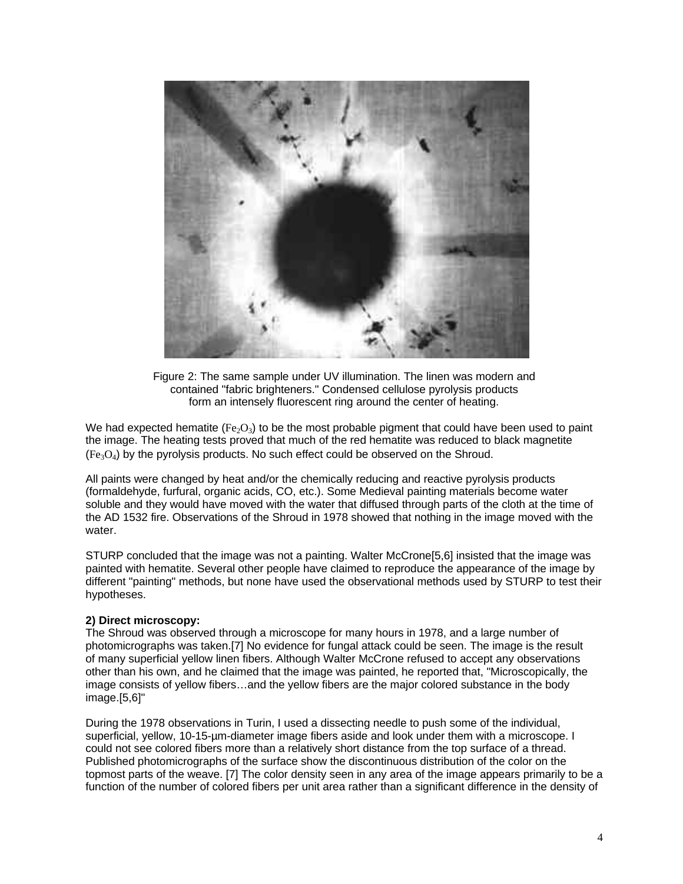Figure 2: The same sample under UV illumination. The linen was modern and contained "fabric brighteners." Condensed cellulose pyrolysis products form an intensely fluorescent ring around the center of heating.

We had expected hematite ($Fe_2O_3$) to be the most probable pigment that could have been used to paint the image. The heating tests proved that much of the red hematite was reduced to black magnetite ($Fe_3O_4$) by the pyrolysis products. No such effect could be observed on the Shroud.

All paints were changed by heat and/or the chemically reducing and reactive pyrolysis products (formaldehyde, furfural, organic acids, CO, etc.). Some Medieval painting materials become water soluble and they would have moved with the water that diffused through parts of the cloth at the time of the AD 1532 fire. Observations of the Shroud in 1978 showed that nothing in the image moved with the water.

STURP concluded that the image was not a painting. Walter McCrone[5,6] insisted that the image was painted with hematite. Several other people have claimed to reproduce the appearance of the image by different "painting" methods, but none have used the observational methods used by STURP to test their hypotheses.

**2) Direct microscopy:**

The Shroud was observed through a microscope for many hours in 1978, and a large number of photomicrographs was taken.[7] No evidence for fungal attack could be seen. The image is the result of many superficial yellow linen fibers. Although Walter McCrone refused to accept any observations other than his own, and he claimed that the image was painted, he reported that, "Microscopically, the image consists of yellow fibers…and the yellow fibers are the major colored substance in the body image.[5,6]"

During the 1978 observations in Turin, I used a dissecting needle to push some of the individual, superficial, yellow, 10-15-µm-diameter image fibers aside and look under them with a microscope. I could not see colored fibers more than a relatively short distance from the top surface of a thread. Published photomicrographs of the surface show the discontinuous distribution of the color on the topmost parts of the weave. [7] The color density seen in any area of the image appears primarily to be a function of the number of colored fibers per unit area rather than a significant difference in the density of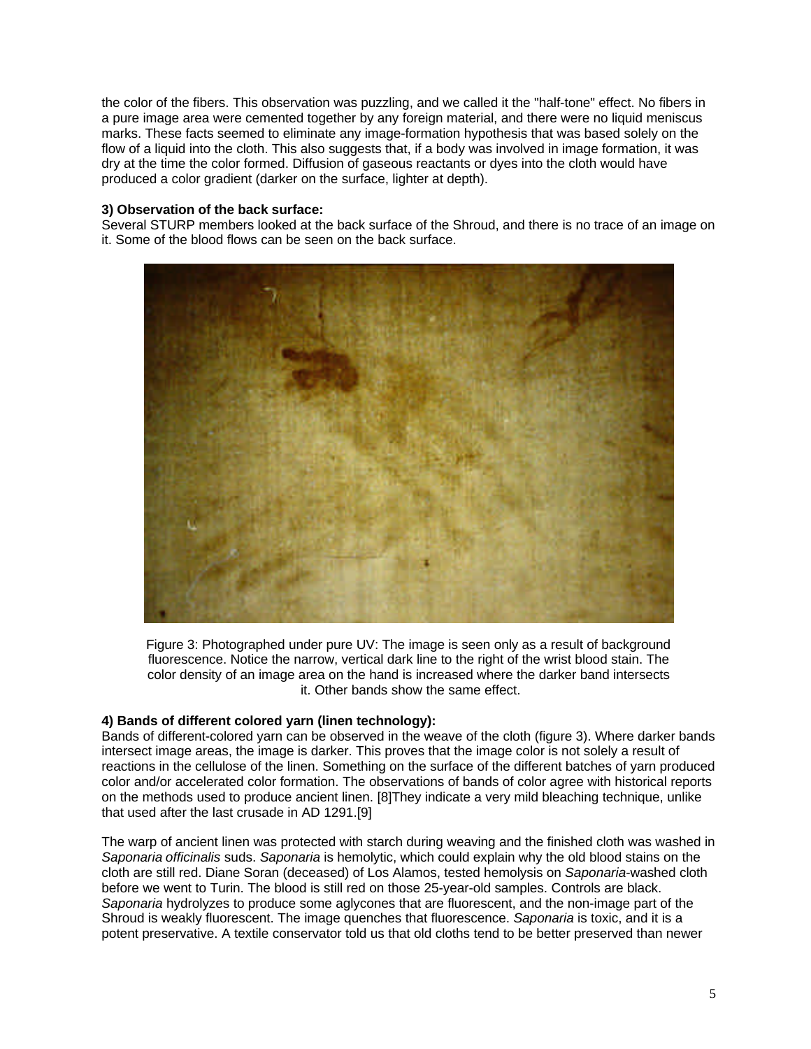the color of the fibers. This observation was puzzling, and we called it the "half-tone" effect. No fibers in a pure image area were cemented together by any foreign material, and there were no liquid meniscus marks. These facts seemed to eliminate any image-formation hypothesis that was based solely on the flow of a liquid into the cloth. This also suggests that, if a body was involved in image formation, it was dry at the time the color formed. Diffusion of gaseous reactants or dyes into the cloth would have produced a color gradient (darker on the surface, lighter at depth).

**3) Observation of the back surface:**
Several STURP members looked at the back surface of the Shroud, and there is no trace of an image on it. Some of the blood flows can be seen on the back surface.

Figure 3: Photographed under pure UV: The image is seen only as a result of background fluorescence. Notice the narrow, vertical dark line to the right of the wrist blood stain. The color density of an image area on the hand is increased where the darker band intersects it. Other bands show the same effect.

**4) Bands of different colored yarn (linen technology):**
Bands of different-colored yarn can be observed in the weave of the cloth (figure 3). Where darker bands intersect image areas, the image is darker. This proves that the image color is not solely a result of reactions in the cellulose of the linen. Something on the surface of the different batches of yarn produced color and/or accelerated color formation. The observations of bands of color agree with historical reports on the methods used to produce ancient linen. [8]They indicate a very mild bleaching technique, unlike that used after the last crusade in AD 1291.[9]

The warp of ancient linen was protected with starch during weaving and the finished cloth was washed in *Saponaria officinalis* suds. *Saponaria* is hemolytic, which could explain why the old blood stains on the cloth are still red. Diane Soran (deceased) of Los Alamos, tested hemolysis on *Saponaria*-washed cloth before we went to Turin. The blood is still red on those 25-year-old samples. Controls are black. *Saponaria* hydrolyzes to produce some aglycones that are fluorescent, and the non-image part of the Shroud is weakly fluorescent. The image quenches that fluorescence. *Saponaria* is toxic, and it is a potent preservative. A textile conservator told us that old cloths tend to be better preserved than newer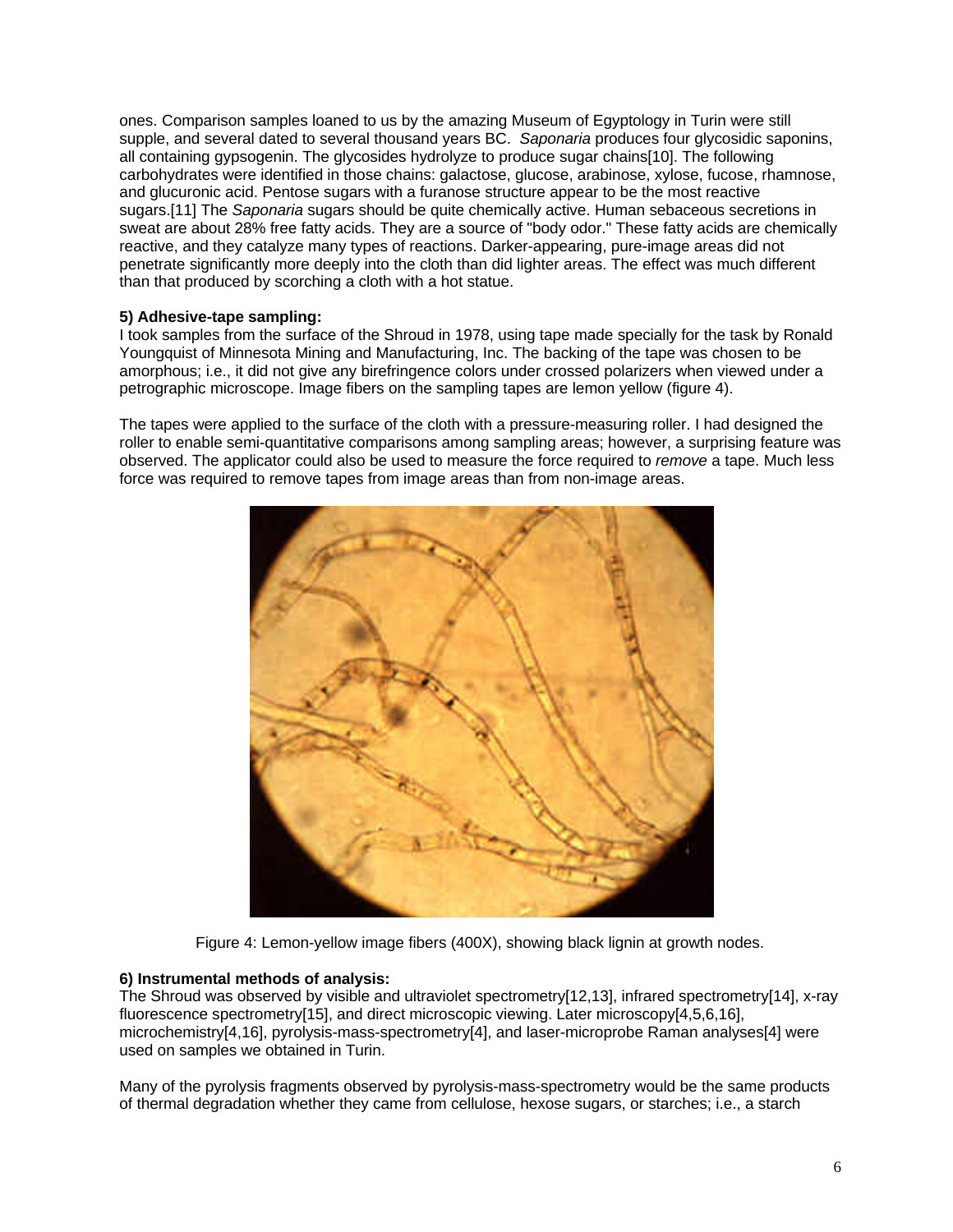ones. Comparison samples loaned to us by the amazing Museum of Egyptology in Turin were still supple, and several dated to several thousand years BC. *Saponaria* produces four glycosidic saponins, all containing gypsogenin. The glycosides hydrolyze to produce sugar chains[10]. The following carbohydrates were identified in those chains: galactose, glucose, arabinose, xylose, fucose, rhamnose, and glucuronic acid. Pentose sugars with a furanose structure appear to be the most reactive sugars.[11] The *Saponaria* sugars should be quite chemically active. Human sebaceous secretions in sweat are about 28% free fatty acids. They are a source of "body odor." These fatty acids are chemically reactive, and they catalyze many types of reactions. Darker-appearing, pure-image areas did not penetrate significantly more deeply into the cloth than did lighter areas. The effect was much different than that produced by scorching a cloth with a hot statue.

**5) Adhesive-tape sampling:**

I took samples from the surface of the Shroud in 1978, using tape made specially for the task by Ronald Youngquist of Minnesota Mining and Manufacturing, Inc. The backing of the tape was chosen to be amorphous; i.e., it did not give any birefringence colors under crossed polarizers when viewed under a petrographic microscope. Image fibers on the sampling tapes are lemon yellow (figure 4).

The tapes were applied to the surface of the cloth with a pressure-measuring roller. I had designed the roller to enable semi-quantitative comparisons among sampling areas; however, a surprising feature was observed. The applicator could also be used to measure the force required to *remove* a tape. Much less force was required to remove tapes from image areas than from non-image areas.

Figure 4: Lemon-yellow image fibers (400X), showing black lignin at growth nodes.

**6) Instrumental methods of analysis:**

The Shroud was observed by visible and ultraviolet spectrometry[12,13], infrared spectrometry[14], x-ray fluorescence spectrometry[15], and direct microscopic viewing. Later microscopy[4,5,6,16], microchemistry[4,16], pyrolysis-mass-spectrometry[4], and laser-microprobe Raman analyses[4] were used on samples we obtained in Turin.

Many of the pyrolysis fragments observed by pyrolysis-mass-spectrometry would be the same products of thermal degradation whether they came from cellulose, hexose sugars, or starches; i.e., a starch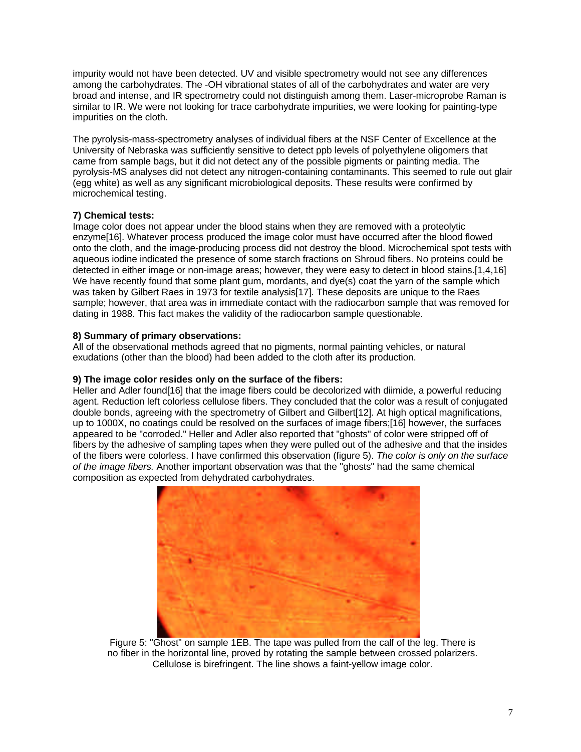impurity would not have been detected. UV and visible spectrometry would not see any differences among the carbohydrates. The -OH vibrational states of all of the carbohydrates and water are very broad and intense, and IR spectrometry could not distinguish among them. Laser-microprobe Raman is similar to IR. We were not looking for trace carbohydrate impurities, we were looking for painting-type impurities on the cloth.

The pyrolysis-mass-spectrometry analyses of individual fibers at the NSF Center of Excellence at the University of Nebraska was sufficiently sensitive to detect ppb levels of polyethylene oligomers that came from sample bags, but it did not detect any of the possible pigments or painting media. The pyrolysis-MS analyses did not detect any nitrogen-containing contaminants. This seemed to rule out glair (egg white) as well as any significant microbiological deposits. These results were confirmed by microchemical testing.

**7) Chemical tests:**

Image color does not appear under the blood stains when they are removed with a proteolytic enzyme[16]. Whatever process produced the image color must have occurred after the blood flowed onto the cloth, and the image-producing process did not destroy the blood. Microchemical spot tests with aqueous iodine indicated the presence of some starch fractions on Shroud fibers. No proteins could be detected in either image or non-image areas; however, they were easy to detect in blood stains.[1,4,16] We have recently found that some plant gum, mordants, and dye(s) coat the yarn of the sample which was taken by Gilbert Raes in 1973 for textile analysis[17]. These deposits are unique to the Raes sample; however, that area was in immediate contact with the radiocarbon sample that was removed for dating in 1988. This fact makes the validity of the radiocarbon sample questionable.

**8) Summary of primary observations:**

All of the observational methods agreed that no pigments, normal painting vehicles, or natural exudations (other than the blood) had been added to the cloth after its production.

**9) The image color resides only on the surface of the fibers:**

Heller and Adler found[16] that the image fibers could be decolorized with diimide, a powerful reducing agent. Reduction left colorless cellulose fibers. They concluded that the color was a result of conjugated double bonds, agreeing with the spectrometry of Gilbert and Gilbert[12]. At high optical magnifications, up to 1000X, no coatings could be resolved on the surfaces of image fibers;[16] however, the surfaces appeared to be "corroded." Heller and Adler also reported that "ghosts" of color were stripped off of fibers by the adhesive of sampling tapes when they were pulled out of the adhesive and that the insides of the fibers were colorless. I have confirmed this observation (figure 5). *The color is only on the surface of the image fibers.* Another important observation was that the "ghosts" had the same chemical composition as expected from dehydrated carbohydrates.

Figure 5: "Ghost" on sample 1EB. The tape was pulled from the calf of the leg. There is no fiber in the horizontal line, proved by rotating the sample between crossed polarizers. Cellulose is birefringent. The line shows a faint-yellow image color.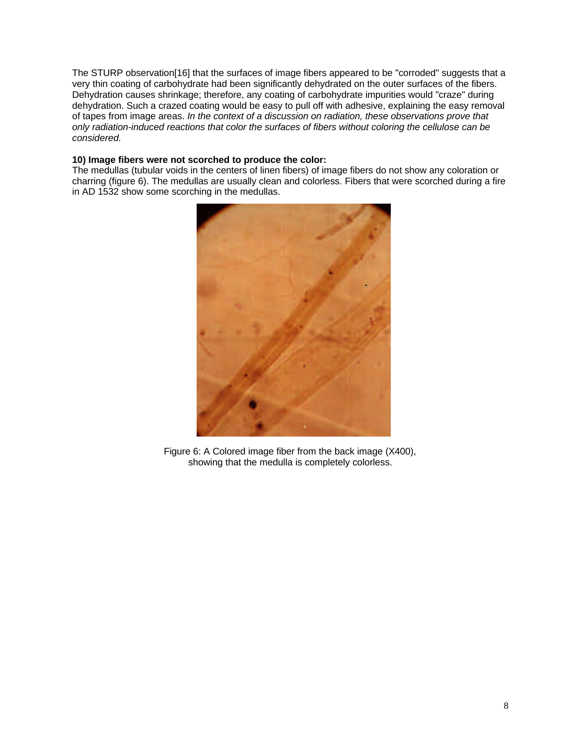The STURP observation[16] that the surfaces of image fibers appeared to be "corroded" suggests that a very thin coating of carbohydrate had been significantly dehydrated on the outer surfaces of the fibers. Dehydration causes shrinkage; therefore, any coating of carbohydrate impurities would "craze" during dehydration. Such a crazed coating would be easy to pull off with adhesive, explaining the easy removal of tapes from image areas. *In the context of a discussion on radiation, these observations prove that only radiation-induced reactions that color the surfaces of fibers without coloring the cellulose can be considered.*

**10) Image fibers were not scorched to produce the color:**

The medullas (tubular voids in the centers of linen fibers) of image fibers do not show any coloration or charring (figure 6). The medullas are usually clean and colorless. Fibers that were scorched during a fire in AD 1532 show some scorching in the medullas.

Figure 6: A Colored image fiber from the back image (X400), showing that the medulla is completely colorless.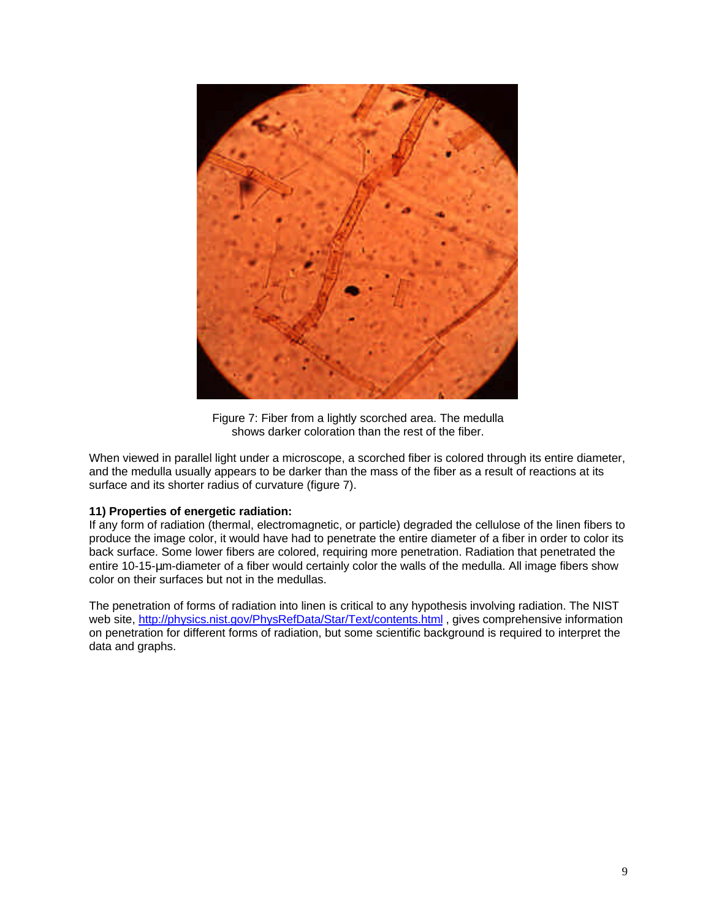Figure 7: Fiber from a lightly scorched area. The medulla shows darker coloration than the rest of the fiber.

When viewed in parallel light under a microscope, a scorched fiber is colored through its entire diameter, and the medulla usually appears to be darker than the mass of the fiber as a result of reactions at its surface and its shorter radius of curvature (figure 7).

**11) Properties of energetic radiation:**
If any form of radiation (thermal, electromagnetic, or particle) degraded the cellulose of the linen fibers to produce the image color, it would have had to penetrate the entire diameter of a fiber in order to color its back surface. Some lower fibers are colored, requiring more penetration. Radiation that penetrated the entire 10-15-µm-diameter of a fiber would certainly color the walls of the medulla. All image fibers show color on their surfaces but not in the medullas.

The penetration of forms of radiation into linen is critical to any hypothesis involving radiation. The NIST web site, http://physics.nist.gov/PhysRefData/Star/Text/contents.html , gives comprehensive information on penetration for different forms of radiation, but some scientific background is required to interpret the data and graphs.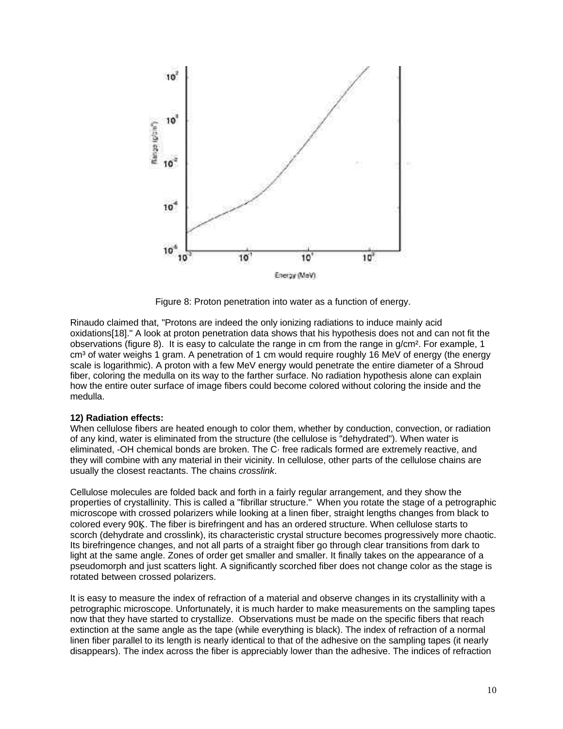Figure 8: Proton penetration into water as a function of energy.

Rinaudo claimed that, "Protons are indeed the only ionizing radiations to induce mainly acid oxidations[18]." A look at proton penetration data shows that his hypothesis does not and can not fit the observations (figure 8). It is easy to calculate the range in cm from the range in $g/cm^2$. For example, 1 $cm^3$ of water weighs 1 gram. A penetration of 1 cm would require roughly 16 MeV of energy (the energy scale is logarithmic). A proton with a few MeV energy would penetrate the entire diameter of a Shroud fiber, coloring the medulla on its way to the farther surface. No radiation hypothesis alone can explain how the entire outer surface of image fibers could become colored without coloring the inside and the medulla.

**12) Radiation effects:**
When cellulose fibers are heated enough to color them, whether by conduction, convection, or radiation of any kind, water is eliminated from the structure (the cellulose is "dehydrated"). When water is eliminated, -OH chemical bonds are broken. The C· free radicals formed are extremely reactive, and they will combine with any material in their vicinity. In cellulose, other parts of the cellulose chains are usually the closest reactants. The chains *crosslink*.

Cellulose molecules are folded back and forth in a fairly regular arrangement, and they show the properties of crystallinity. This is called a "fibrillar structure." When you rotate the stage of a petrographic microscope with crossed polarizers while looking at a linen fiber, straight lengths changes from black to colored every 90Ķ. The fiber is birefringent and has an ordered structure. When cellulose starts to scorch (dehydrate and crosslink), its characteristic crystal structure becomes progressively more chaotic. Its birefringence changes, and not all parts of a straight fiber go through clear transitions from dark to light at the same angle. Zones of order get smaller and smaller. It finally takes on the appearance of a pseudomorph and just scatters light. A significantly scorched fiber does not change color as the stage is rotated between crossed polarizers.

It is easy to measure the index of refraction of a material and observe changes in its crystallinity with a petrographic microscope. Unfortunately, it is much harder to make measurements on the sampling tapes now that they have started to crystallize. Observations must be made on the specific fibers that reach extinction at the same angle as the tape (while everything is black). The index of refraction of a normal linen fiber parallel to its length is nearly identical to that of the adhesive on the sampling tapes (it nearly disappears). The index across the fiber is appreciably lower than the adhesive. The indices of refraction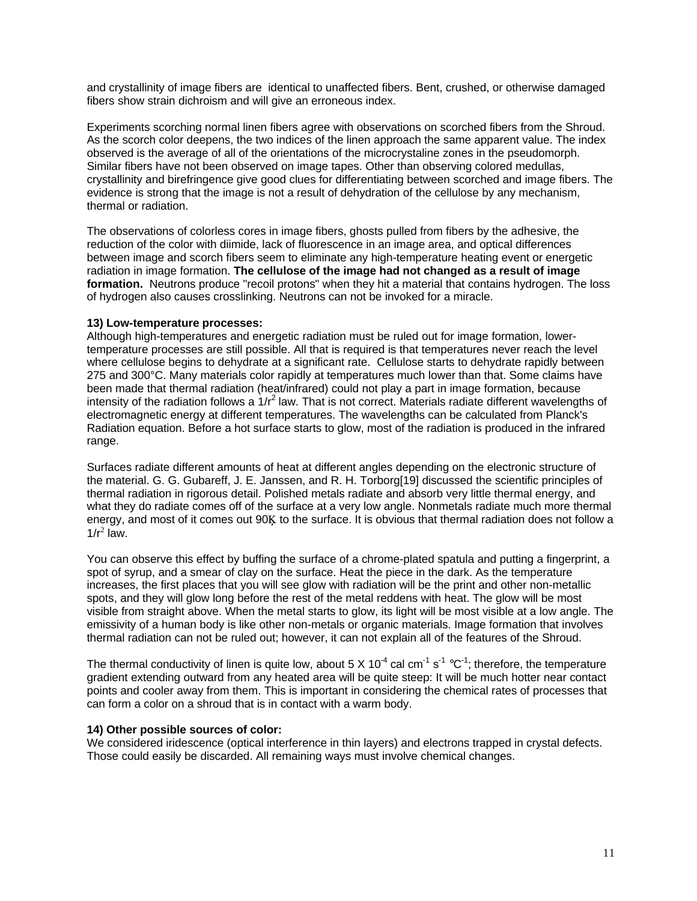and crystallinity of image fibers are identical to unaffected fibers. Bent, crushed, or otherwise damaged fibers show strain dichroism and will give an erroneous index.

Experiments scorching normal linen fibers agree with observations on scorched fibers from the Shroud. As the scorch color deepens, the two indices of the linen approach the same apparent value. The index observed is the average of all of the orientations of the microcrystaline zones in the pseudomorph. Similar fibers have not been observed on image tapes. Other than observing colored medullas, crystallinity and birefringence give good clues for differentiating between scorched and image fibers. The evidence is strong that the image is not a result of dehydration of the cellulose by any mechanism, thermal or radiation.

The observations of colorless cores in image fibers, ghosts pulled from fibers by the adhesive, the reduction of the color with diimide, lack of fluorescence in an image area, and optical differences between image and scorch fibers seem to eliminate any high-temperature heating event or energetic radiation in image formation. **The cellulose of the image had not changed as a result of image formation.** Neutrons produce "recoil protons" when they hit a material that contains hydrogen. The loss of hydrogen also causes crosslinking. Neutrons can not be invoked for a miracle.

**13) Low-temperature processes:**
Although high-temperatures and energetic radiation must be ruled out for image formation, lower-temperature processes are still possible. All that is required is that temperatures never reach the level where cellulose begins to dehydrate at a significant rate. Cellulose starts to dehydrate rapidly between 275 and 300°C. Many materials color rapidly at temperatures much lower than that. Some claims have been made that thermal radiation (heat/infrared) could not play a part in image formation, because intensity of the radiation follows a $1/r^2$ law. That is not correct. Materials radiate different wavelengths of electromagnetic energy at different temperatures. The wavelengths can be calculated from Planck's Radiation equation. Before a hot surface starts to glow, most of the radiation is produced in the infrared range.

Surfaces radiate different amounts of heat at different angles depending on the electronic structure of the material. G. G. Gubareff, J. E. Janssen, and R. H. Torborg[19] discussed the scientific principles of thermal radiation in rigorous detail. Polished metals radiate and absorb very little thermal energy, and what they do radiate comes off of the surface at a very low angle. Nonmetals radiate much more thermal energy, and most of it comes out 90Ķ to the surface. It is obvious that thermal radiation does not follow a $1/r^2$ law.

You can observe this effect by buffing the surface of a chrome-plated spatula and putting a fingerprint, a spot of syrup, and a smear of clay on the surface. Heat the piece in the dark. As the temperature increases, the first places that you will see glow with radiation will be the print and other non-metallic spots, and they will glow long before the rest of the metal reddens with heat. The glow will be most visible from straight above. When the metal starts to glow, its light will be most visible at a low angle. The emissivity of a human body is like other non-metals or organic materials. Image formation that involves thermal radiation can not be ruled out; however, it can not explain all of the features of the Shroud.

The thermal conductivity of linen is quite low, about 5 X $10^{-4}$ cal $cm^{-1}$ $s^{-1}$ $°C^{-1}$; therefore, the temperature gradient extending outward from any heated area will be quite steep: It will be much hotter near contact points and cooler away from them. This is important in considering the chemical rates of processes that can form a color on a shroud that is in contact with a warm body.

**14) Other possible sources of color:**
We considered iridescence (optical interference in thin layers) and electrons trapped in crystal defects. Those could easily be discarded. All remaining ways must involve chemical changes.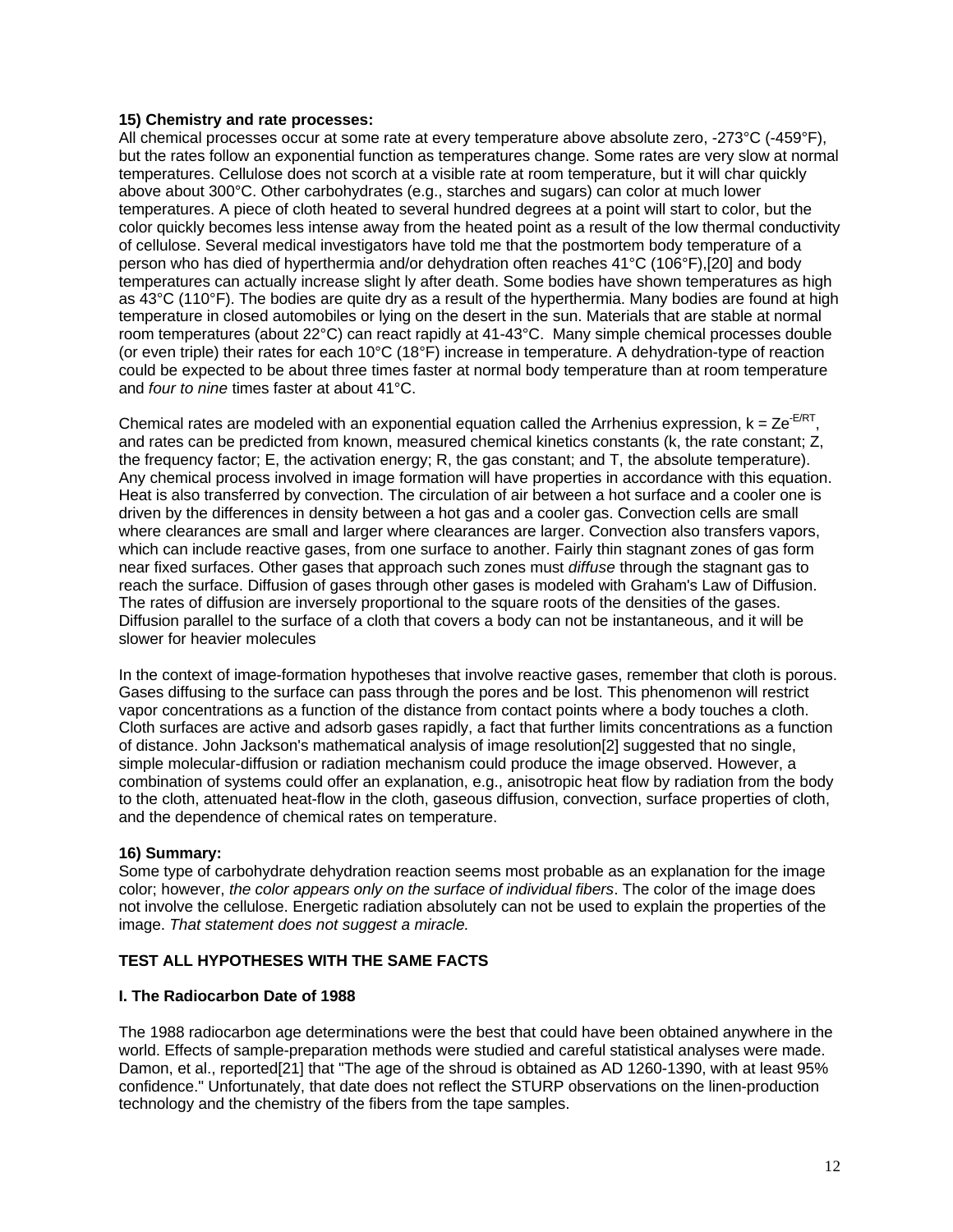**15) Chemistry and rate processes:**

All chemical processes occur at some rate at every temperature above absolute zero, -273°C (-459°F), but the rates follow an exponential function as temperatures change. Some rates are very slow at normal temperatures. Cellulose does not scorch at a visible rate at room temperature, but it will char quickly above about 300°C. Other carbohydrates (e.g., starches and sugars) can color at much lower temperatures. A piece of cloth heated to several hundred degrees at a point will start to color, but the color quickly becomes less intense away from the heated point as a result of the low thermal conductivity of cellulose. Several medical investigators have told me that the postmortem body temperature of a person who has died of hyperthermia and/or dehydration often reaches 41°C (106°F),[20] and body temperatures can actually increase slight ly after death. Some bodies have shown temperatures as high as 43°C (110°F). The bodies are quite dry as a result of the hyperthermia. Many bodies are found at high temperature in closed automobiles or lying on the desert in the sun. Materials that are stable at normal room temperatures (about 22°C) can react rapidly at 41-43°C. Many simple chemical processes double (or even triple) their rates for each 10°C (18°F) increase in temperature. A dehydration-type of reaction could be expected to be about three times faster at normal body temperature than at room temperature and *four to nine* times faster at about 41°C.

Chemical rates are modeled with an exponential equation called the Arrhenius expression, $k = Ze^{-E/RT}$, and rates can be predicted from known, measured chemical kinetics constants (k, the rate constant; Z, the frequency factor; E, the activation energy; R, the gas constant; and T, the absolute temperature). Any chemical process involved in image formation will have properties in accordance with this equation. Heat is also transferred by convection. The circulation of air between a hot surface and a cooler one is driven by the differences in density between a hot gas and a cooler gas. Convection cells are small where clearances are small and larger where clearances are larger. Convection also transfers vapors, which can include reactive gases, from one surface to another. Fairly thin stagnant zones of gas form near fixed surfaces. Other gases that approach such zones must *diffuse* through the stagnant gas to reach the surface. Diffusion of gases through other gases is modeled with Graham's Law of Diffusion. The rates of diffusion are inversely proportional to the square roots of the densities of the gases. Diffusion parallel to the surface of a cloth that covers a body can not be instantaneous, and it will be slower for heavier molecules

In the context of image-formation hypotheses that involve reactive gases, remember that cloth is porous. Gases diffusing to the surface can pass through the pores and be lost. This phenomenon will restrict vapor concentrations as a function of the distance from contact points where a body touches a cloth. Cloth surfaces are active and adsorb gases rapidly, a fact that further limits concentrations as a function of distance. John Jackson's mathematical analysis of image resolution[2] suggested that no single, simple molecular-diffusion or radiation mechanism could produce the image observed. However, a combination of systems could offer an explanation, e.g., anisotropic heat flow by radiation from the body to the cloth, attenuated heat-flow in the cloth, gaseous diffusion, convection, surface properties of cloth, and the dependence of chemical rates on temperature.

**16) Summary:**

Some type of carbohydrate dehydration reaction seems most probable as an explanation for the image color; however, *the color appears only on the surface of individual fibers*. The color of the image does not involve the cellulose. Energetic radiation absolutely can not be used to explain the properties of the image. *That statement does not suggest a miracle.*

## TEST ALL HYPOTHESES WITH THE SAME FACTS

### I. The Radiocarbon Date of 1988

The 1988 radiocarbon age determinations were the best that could have been obtained anywhere in the world. Effects of sample-preparation methods were studied and careful statistical analyses were made. Damon, et al., reported[21] that "The age of the shroud is obtained as AD 1260-1390, with at least 95% confidence." Unfortunately, that date does not reflect the STURP observations on the linen-production technology and the chemistry of the fibers from the tape samples.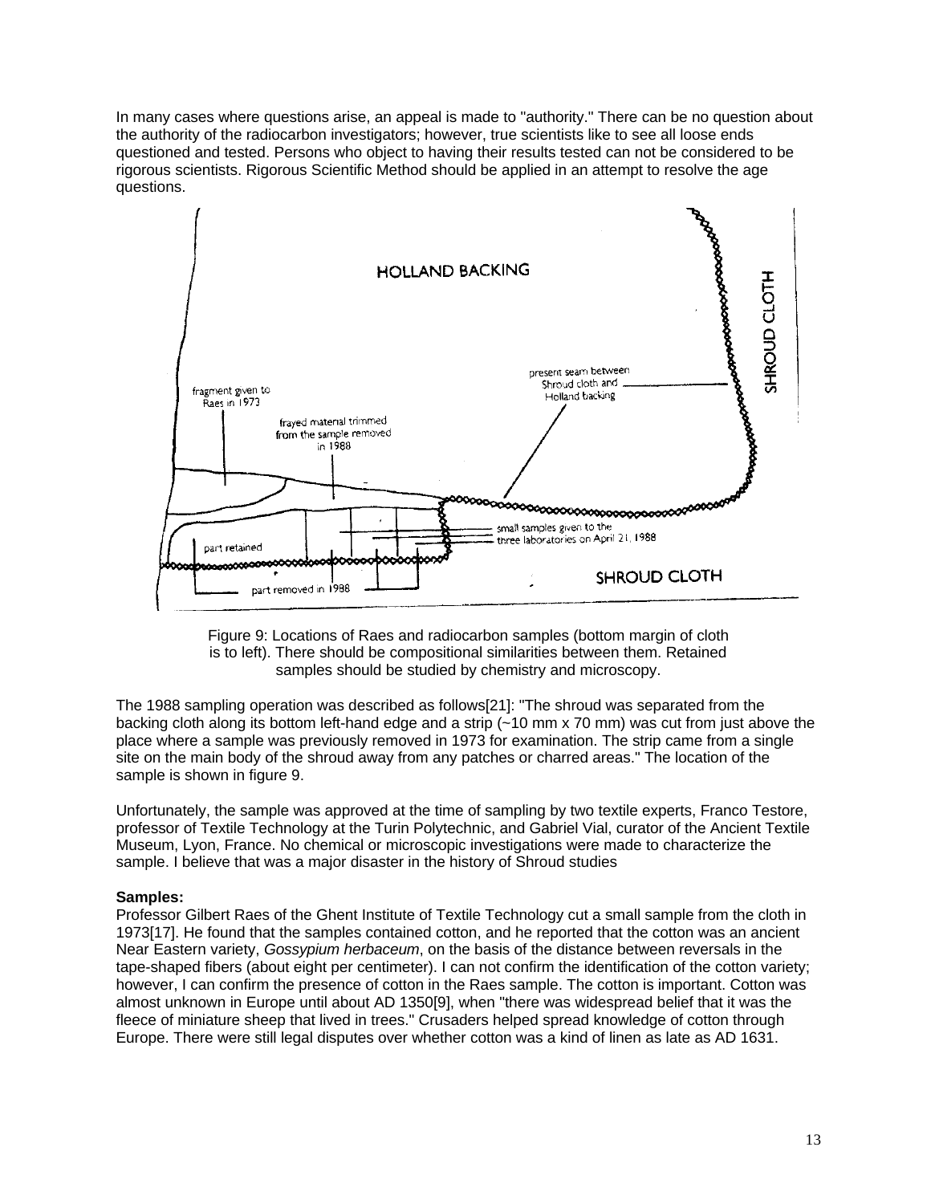In many cases where questions arise, an appeal is made to "authority." There can be no question about the authority of the radiocarbon investigators; however, true scientists like to see all loose ends questioned and tested. Persons who object to having their results tested can not be considered to be rigorous scientists. Rigorous Scientific Method should be applied in an attempt to resolve the age questions.

HOLLAND BACKING

SHROUD CLOTH

present seam between Shroud cloth and Holland backing

fragment given to Raes in 1973

frayed material trimmed from the sample removed in 1988

small samples given to the three laboratories on April 21, 1988

part retained

part removed in 1988

SHROUD CLOTH

Figure 9: Locations of Raes and radiocarbon samples (bottom margin of cloth is to left). There should be compositional similarities between them. Retained samples should be studied by chemistry and microscopy.

The 1988 sampling operation was described as follows[21]: "The shroud was separated from the backing cloth along its bottom left-hand edge and a strip (~10 mm x 70 mm) was cut from just above the place where a sample was previously removed in 1973 for examination. The strip came from a single site on the main body of the shroud away from any patches or charred areas." The location of the sample is shown in figure 9.

Unfortunately, the sample was approved at the time of sampling by two textile experts, Franco Testore, professor of Textile Technology at the Turin Polytechnic, and Gabriel Vial, curator of the Ancient Textile Museum, Lyon, France. No chemical or microscopic investigations were made to characterize the sample. I believe that was a major disaster in the history of Shroud studies

**Samples:**
Professor Gilbert Raes of the Ghent Institute of Textile Technology cut a small sample from the cloth in 1973[17]. He found that the samples contained cotton, and he reported that the cotton was an ancient Near Eastern variety, *Gossypium herbaceum*, on the basis of the distance between reversals in the tape-shaped fibers (about eight per centimeter). I can not confirm the identification of the cotton variety; however, I can confirm the presence of cotton in the Raes sample. The cotton is important. Cotton was almost unknown in Europe until about AD 1350[9], when "there was widespread belief that it was the fleece of miniature sheep that lived in trees." Crusaders helped spread knowledge of cotton through Europe. There were still legal disputes over whether cotton was a kind of linen as late as AD 1631.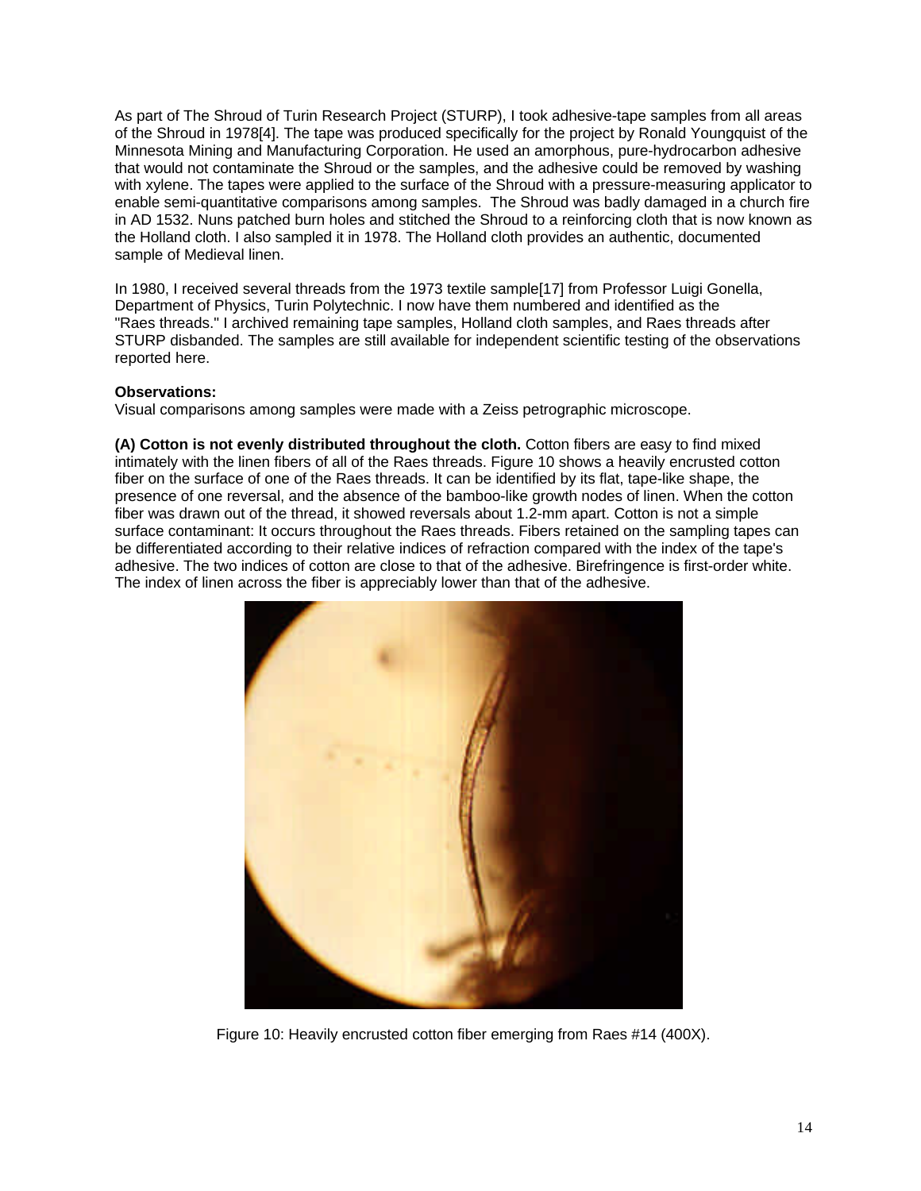As part of The Shroud of Turin Research Project (STURP), I took adhesive-tape samples from all areas of the Shroud in 1978[4]. The tape was produced specifically for the project by Ronald Youngquist of the Minnesota Mining and Manufacturing Corporation. He used an amorphous, pure-hydrocarbon adhesive that would not contaminate the Shroud or the samples, and the adhesive could be removed by washing with xylene. The tapes were applied to the surface of the Shroud with a pressure-measuring applicator to enable semi-quantitative comparisons among samples. The Shroud was badly damaged in a church fire in AD 1532. Nuns patched burn holes and stitched the Shroud to a reinforcing cloth that is now known as the Holland cloth. I also sampled it in 1978. The Holland cloth provides an authentic, documented sample of Medieval linen.

In 1980, I received several threads from the 1973 textile sample[17] from Professor Luigi Gonella, Department of Physics, Turin Polytechnic. I now have them numbered and identified as the "Raes threads." I archived remaining tape samples, Holland cloth samples, and Raes threads after STURP disbanded. The samples are still available for independent scientific testing of the observations reported here.

**Observations:**
Visual comparisons among samples were made with a Zeiss petrographic microscope.

**(A) Cotton is not evenly distributed throughout the cloth.** Cotton fibers are easy to find mixed intimately with the linen fibers of all of the Raes threads. Figure 10 shows a heavily encrusted cotton fiber on the surface of one of the Raes threads. It can be identified by its flat, tape-like shape, the presence of one reversal, and the absence of the bamboo-like growth nodes of linen. When the cotton fiber was drawn out of the thread, it showed reversals about 1.2-mm apart. Cotton is not a simple surface contaminant: It occurs throughout the Raes threads. Fibers retained on the sampling tapes can be differentiated according to their relative indices of refraction compared with the index of the tape's adhesive. The two indices of cotton are close to that of the adhesive. Birefringence is first-order white. The index of linen across the fiber is appreciably lower than that of the adhesive.

Figure 10: Heavily encrusted cotton fiber emerging from Raes #14 (400X).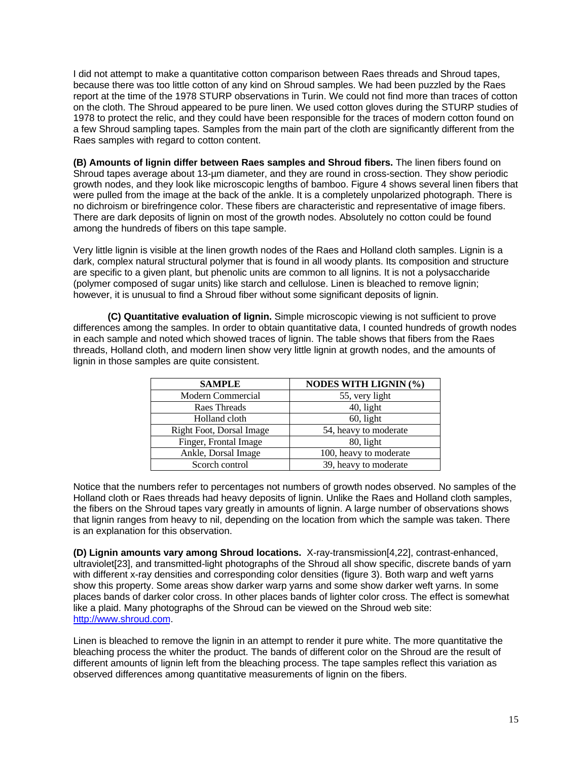I did not attempt to make a quantitative cotton comparison between Raes threads and Shroud tapes, because there was too little cotton of any kind on Shroud samples. We had been puzzled by the Raes report at the time of the 1978 STURP observations in Turin. We could not find more than traces of cotton on the cloth. The Shroud appeared to be pure linen. We used cotton gloves during the STURP studies of 1978 to protect the relic, and they could have been responsible for the traces of modern cotton found on a few Shroud sampling tapes. Samples from the main part of the cloth are significantly different from the Raes samples with regard to cotton content.

**(B) Amounts of lignin differ between Raes samples and Shroud fibers.** The linen fibers found on Shroud tapes average about 13-µm diameter, and they are round in cross-section. They show periodic growth nodes, and they look like microscopic lengths of bamboo. Figure 4 shows several linen fibers that were pulled from the image at the back of the ankle. It is a completely unpolarized photograph. There is no dichroism or birefringence color. These fibers are characteristic and representative of image fibers. There are dark deposits of lignin on most of the growth nodes. Absolutely no cotton could be found among the hundreds of fibers on this tape sample.

Very little lignin is visible at the linen growth nodes of the Raes and Holland cloth samples. Lignin is a dark, complex natural structural polymer that is found in all woody plants. Its composition and structure are specific to a given plant, but phenolic units are common to all lignins. It is not a polysaccharide (polymer composed of sugar units) like starch and cellulose. Linen is bleached to remove lignin; however, it is unusual to find a Shroud fiber without some significant deposits of lignin.

**(C) Quantitative evaluation of lignin.** Simple microscopic viewing is not sufficient to prove differences among the samples. In order to obtain quantitative data, I counted hundreds of growth nodes in each sample and noted which showed traces of lignin. The table shows that fibers from the Raes threads, Holland cloth, and modern linen show very little lignin at growth nodes, and the amounts of lignin in those samples are quite consistent.

| SAMPLE | NODES WITH LIGNIN (%) |
|---|---|
| Modern Commercial | 55, very light |
| Raes Threads | 40, light |
| Holland cloth | 60, light |
| Right Foot, Dorsal Image | 54, heavy to moderate |
| Finger, Frontal Image | 80, light |
| Ankle, Dorsal Image | 100, heavy to moderate |
| Scorch control | 39, heavy to moderate |

Notice that the numbers refer to percentages not numbers of growth nodes observed. No samples of the Holland cloth or Raes threads had heavy deposits of lignin. Unlike the Raes and Holland cloth samples, the fibers on the Shroud tapes vary greatly in amounts of lignin. A large number of observations shows that lignin ranges from heavy to nil, depending on the location from which the sample was taken. There is an explanation for this observation.

**(D) Lignin amounts vary among Shroud locations.** X-ray-transmission[4,22], contrast-enhanced, ultraviolet[23], and transmitted-light photographs of the Shroud all show specific, discrete bands of yarn with different x-ray densities and corresponding color densities (figure 3). Both warp and weft yarns show this property. Some areas show darker warp yarns and some show darker weft yarns. In some places bands of darker color cross. In other places bands of lighter color cross. The effect is somewhat like a plaid. Many photographs of the Shroud can be viewed on the Shroud web site: http://www.shroud.com.

Linen is bleached to remove the lignin in an attempt to render it pure white. The more quantitative the bleaching process the whiter the product. The bands of different color on the Shroud are the result of different amounts of lignin left from the bleaching process. The tape samples reflect this variation as observed differences among quantitative measurements of lignin on the fibers.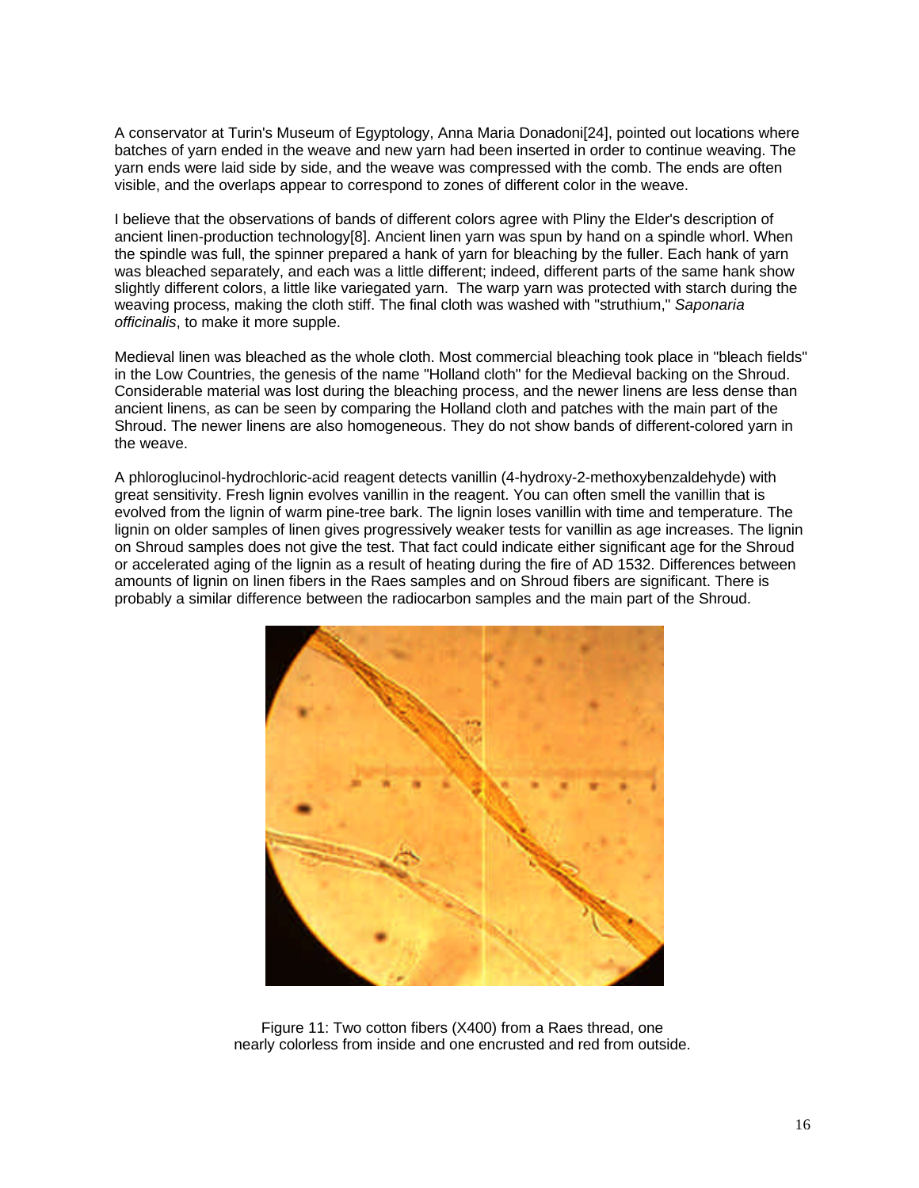A conservator at Turin's Museum of Egyptology, Anna Maria Donadoni[24], pointed out locations where batches of yarn ended in the weave and new yarn had been inserted in order to continue weaving. The yarn ends were laid side by side, and the weave was compressed with the comb. The ends are often visible, and the overlaps appear to correspond to zones of different color in the weave.

I believe that the observations of bands of different colors agree with Pliny the Elder's description of ancient linen-production technology[8]. Ancient linen yarn was spun by hand on a spindle whorl. When the spindle was full, the spinner prepared a hank of yarn for bleaching by the fuller. Each hank of yarn was bleached separately, and each was a little different; indeed, different parts of the same hank show slightly different colors, a little like variegated yarn. The warp yarn was protected with starch during the weaving process, making the cloth stiff. The final cloth was washed with "struthium," *Saponaria officinalis*, to make it more supple.

Medieval linen was bleached as the whole cloth. Most commercial bleaching took place in "bleach fields" in the Low Countries, the genesis of the name "Holland cloth" for the Medieval backing on the Shroud. Considerable material was lost during the bleaching process, and the newer linens are less dense than ancient linens, as can be seen by comparing the Holland cloth and patches with the main part of the Shroud. The newer linens are also homogeneous. They do not show bands of different-colored yarn in the weave.

A phloroglucinol-hydrochloric-acid reagent detects vanillin (4-hydroxy-2-methoxybenzaldehyde) with great sensitivity. Fresh lignin evolves vanillin in the reagent. You can often smell the vanillin that is evolved from the lignin of warm pine-tree bark. The lignin loses vanillin with time and temperature. The lignin on older samples of linen gives progressively weaker tests for vanillin as age increases. The lignin on Shroud samples does not give the test. That fact could indicate either significant age for the Shroud or accelerated aging of the lignin as a result of heating during the fire of AD 1532. Differences between amounts of lignin on linen fibers in the Raes samples and on Shroud fibers are significant. There is probably a similar difference between the radiocarbon samples and the main part of the Shroud.

Figure 11: Two cotton fibers (X400) from a Raes thread, one nearly colorless from inside and one encrusted and red from outside.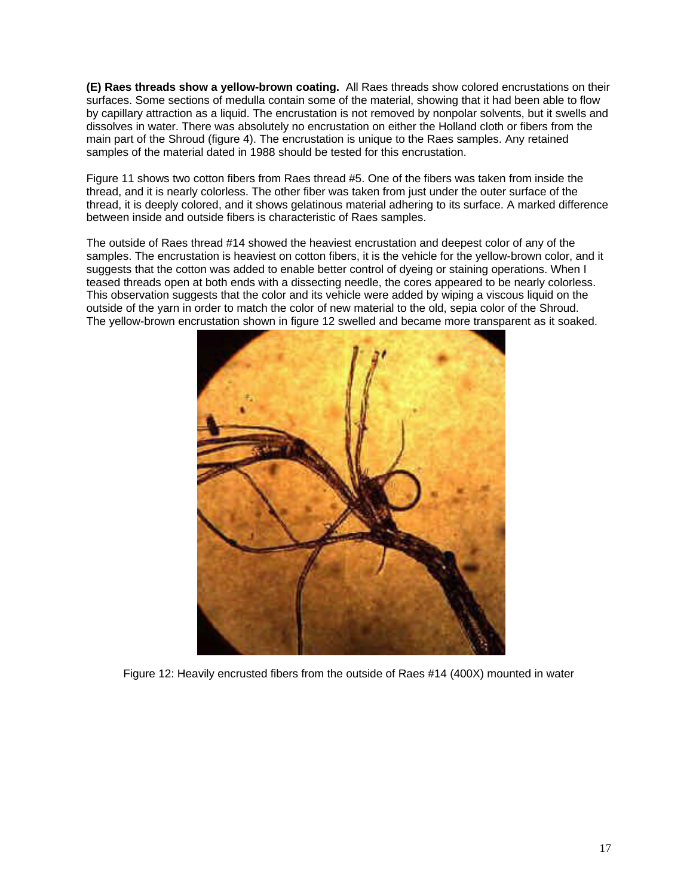**(E) Raes threads show a yellow-brown coating.** All Raes threads show colored encrustations on their surfaces. Some sections of medulla contain some of the material, showing that it had been able to flow by capillary attraction as a liquid. The encrustation is not removed by nonpolar solvents, but it swells and dissolves in water. There was absolutely no encrustation on either the Holland cloth or fibers from the main part of the Shroud (figure 4). The encrustation is unique to the Raes samples. Any retained samples of the material dated in 1988 should be tested for this encrustation.

Figure 11 shows two cotton fibers from Raes thread #5. One of the fibers was taken from inside the thread, and it is nearly colorless. The other fiber was taken from just under the outer surface of the thread, it is deeply colored, and it shows gelatinous material adhering to its surface. A marked difference between inside and outside fibers is characteristic of Raes samples.

The outside of Raes thread #14 showed the heaviest encrustation and deepest color of any of the samples. The encrustation is heaviest on cotton fibers, it is the vehicle for the yellow-brown color, and it suggests that the cotton was added to enable better control of dyeing or staining operations. When I teased threads open at both ends with a dissecting needle, the cores appeared to be nearly colorless. This observation suggests that the color and its vehicle were added by wiping a viscous liquid on the outside of the yarn in order to match the color of new material to the old, sepia color of the Shroud. The yellow-brown encrustation shown in figure 12 swelled and became more transparent as it soaked.

Figure 12: Heavily encrusted fibers from the outside of Raes #14 (400X) mounted in water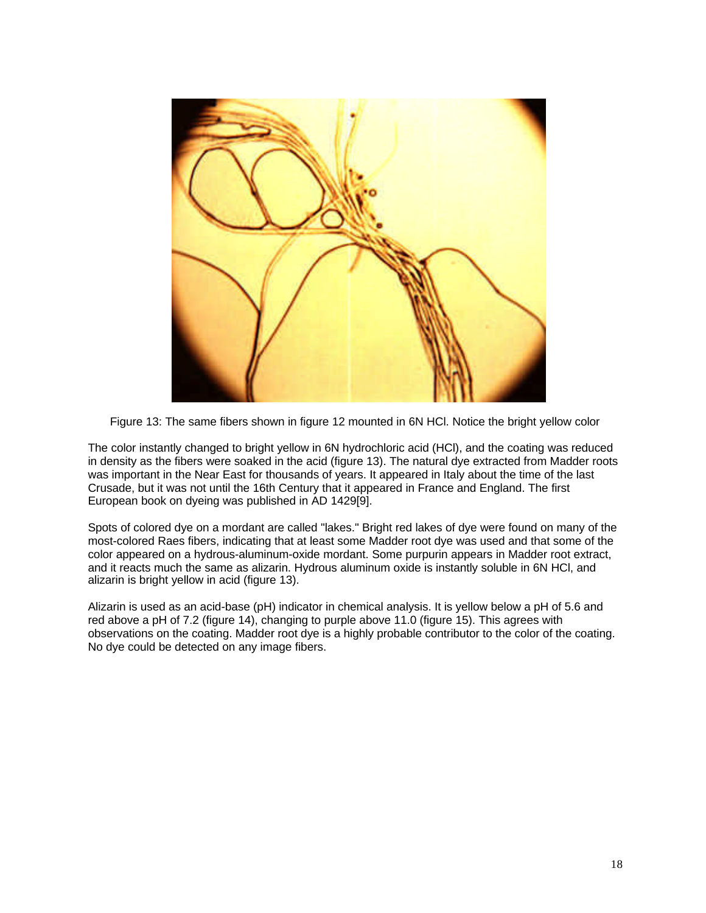Figure 13: The same fibers shown in figure 12 mounted in 6N HCl. Notice the bright yellow color

The color instantly changed to bright yellow in 6N hydrochloric acid (HCl), and the coating was reduced in density as the fibers were soaked in the acid (figure 13). The natural dye extracted from Madder roots was important in the Near East for thousands of years. It appeared in Italy about the time of the last Crusade, but it was not until the 16th Century that it appeared in France and England. The first European book on dyeing was published in AD 1429[9].

Spots of colored dye on a mordant are called "lakes." Bright red lakes of dye were found on many of the most-colored Raes fibers, indicating that at least some Madder root dye was used and that some of the color appeared on a hydrous-aluminum-oxide mordant. Some purpurin appears in Madder root extract, and it reacts much the same as alizarin. Hydrous aluminum oxide is instantly soluble in 6N HCl, and alizarin is bright yellow in acid (figure 13).

Alizarin is used as an acid-base (pH) indicator in chemical analysis. It is yellow below a pH of 5.6 and red above a pH of 7.2 (figure 14), changing to purple above 11.0 (figure 15). This agrees with observations on the coating. Madder root dye is a highly probable contributor to the color of the coating. No dye could be detected on any image fibers.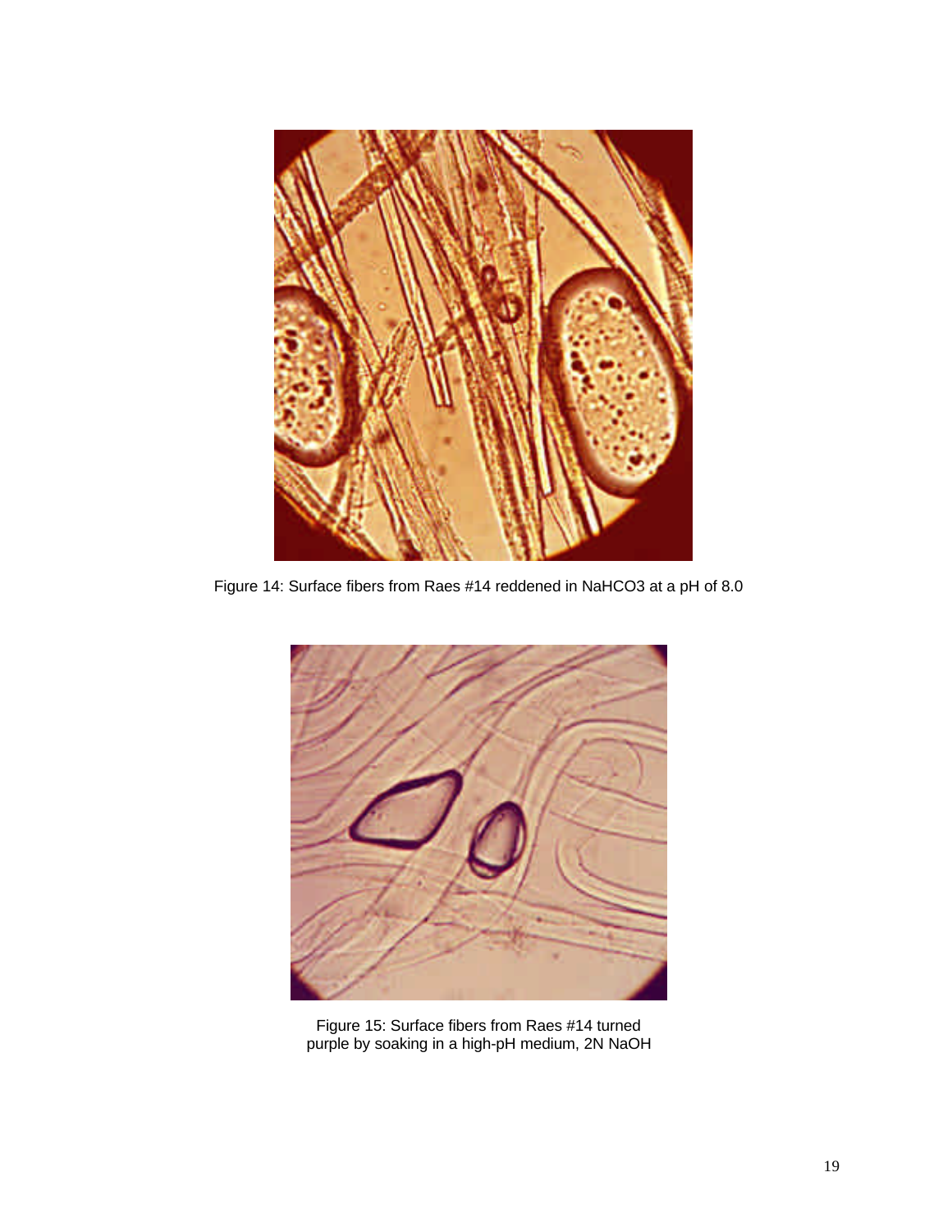Figure 14: Surface fibers from Raes #14 reddened in $NaHCO_3$ at a pH of 8.0

Figure 15: Surface fibers from Raes #14 turned purple by soaking in a high-pH medium, 2N NaOH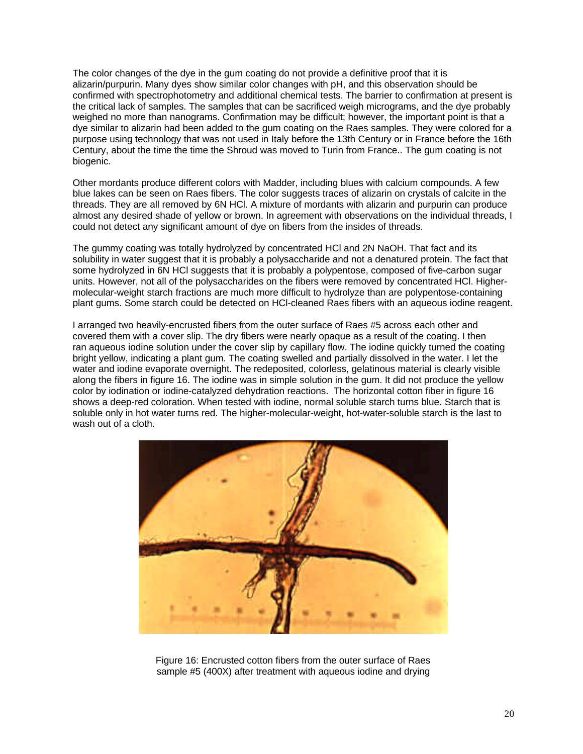The color changes of the dye in the gum coating do not provide a definitive proof that it is alizarin/purpurin. Many dyes show similar color changes with pH, and this observation should be confirmed with spectrophotometry and additional chemical tests. The barrier to confirmation at present is the critical lack of samples. The samples that can be sacrificed weigh micrograms, and the dye probably weighed no more than nanograms. Confirmation may be difficult; however, the important point is that a dye similar to alizarin had been added to the gum coating on the Raes samples. They were colored for a purpose using technology that was not used in Italy before the 13th Century or in France before the 16th Century, about the time the time the Shroud was moved to Turin from France.. The gum coating is not biogenic.

Other mordants produce different colors with Madder, including blues with calcium compounds. A few blue lakes can be seen on Raes fibers. The color suggests traces of alizarin on crystals of calcite in the threads. They are all removed by 6N HCl. A mixture of mordants with alizarin and purpurin can produce almost any desired shade of yellow or brown. In agreement with observations on the individual threads, I could not detect any significant amount of dye on fibers from the insides of threads.

The gummy coating was totally hydrolyzed by concentrated HCl and 2N NaOH. That fact and its solubility in water suggest that it is probably a polysaccharide and not a denatured protein. The fact that some hydrolyzed in 6N HCl suggests that it is probably a polypentose, composed of five-carbon sugar units. However, not all of the polysaccharides on the fibers were removed by concentrated HCl. Higher-molecular-weight starch fractions are much more difficult to hydrolyze than are polypentose-containing plant gums. Some starch could be detected on HCl-cleaned Raes fibers with an aqueous iodine reagent.

I arranged two heavily-encrusted fibers from the outer surface of Raes #5 across each other and covered them with a cover slip. The dry fibers were nearly opaque as a result of the coating. I then ran aqueous iodine solution under the cover slip by capillary flow. The iodine quickly turned the coating bright yellow, indicating a plant gum. The coating swelled and partially dissolved in the water. I let the water and iodine evaporate overnight. The redeposited, colorless, gelatinous material is clearly visible along the fibers in figure 16. The iodine was in simple solution in the gum. It did not produce the yellow color by iodination or iodine-catalyzed dehydration reactions. The horizontal cotton fiber in figure 16 shows a deep-red coloration. When tested with iodine, normal soluble starch turns blue. Starch that is soluble only in hot water turns red. The higher-molecular-weight, hot-water-soluble starch is the last to wash out of a cloth.

Figure 16: Encrusted cotton fibers from the outer surface of Raes sample #5 (400X) after treatment with aqueous iodine and drying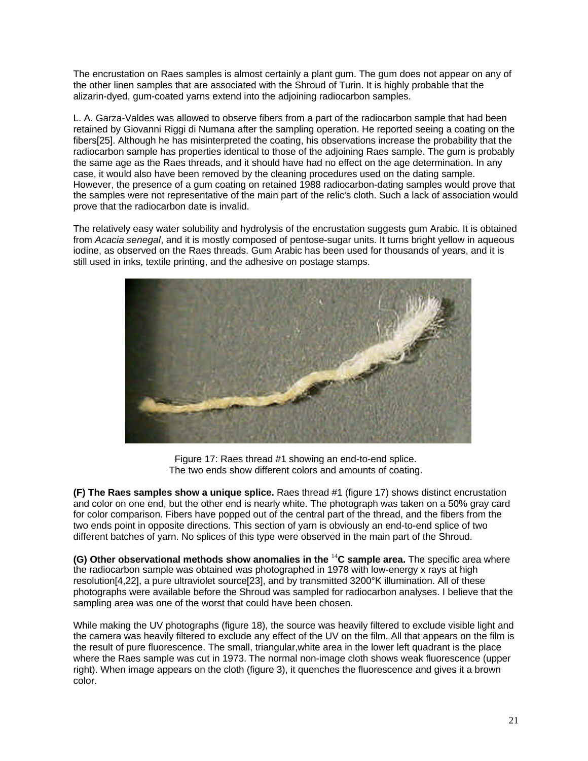The encrustation on Raes samples is almost certainly a plant gum. The gum does not appear on any of the other linen samples that are associated with the Shroud of Turin. It is highly probable that the alizarin-dyed, gum-coated yarns extend into the adjoining radiocarbon samples.

L. A. Garza-Valdes was allowed to observe fibers from a part of the radiocarbon sample that had been retained by Giovanni Riggi di Numana after the sampling operation. He reported seeing a coating on the fibers[25]. Although he has misinterpreted the coating, his observations increase the probability that the radiocarbon sample has properties identical to those of the adjoining Raes sample. The gum is probably the same age as the Raes threads, and it should have had no effect on the age determination. In any case, it would also have been removed by the cleaning procedures used on the dating sample. However, the presence of a gum coating on retained 1988 radiocarbon-dating samples would prove that the samples were not representative of the main part of the relic's cloth. Such a lack of association would prove that the radiocarbon date is invalid.

The relatively easy water solubility and hydrolysis of the encrustation suggests gum Arabic. It is obtained from *Acacia senegal*, and it is mostly composed of pentose-sugar units. It turns bright yellow in aqueous iodine, as observed on the Raes threads. Gum Arabic has been used for thousands of years, and it is still used in inks, textile printing, and the adhesive on postage stamps.

Figure 17: Raes thread #1 showing an end-to-end splice.
The two ends show different colors and amounts of coating.

**(F) The Raes samples show a unique splice.** Raes thread #1 (figure 17) shows distinct encrustation and color on one end, but the other end is nearly white. The photograph was taken on a 50% gray card for color comparison. Fibers have popped out of the central part of the thread, and the fibers from the two ends point in opposite directions. This section of yarn is obviously an end-to-end splice of two different batches of yarn. No splices of this type were observed in the main part of the Shroud.

**(G) Other observational methods show anomalies in the $^{14}$C sample area.** The specific area where the radiocarbon sample was obtained was photographed in 1978 with low-energy x rays at high resolution[4,22], a pure ultraviolet source[23], and by transmitted 3200°K illumination. All of these photographs were available before the Shroud was sampled for radiocarbon analyses. I believe that the sampling area was one of the worst that could have been chosen.

While making the UV photographs (figure 18), the source was heavily filtered to exclude visible light and the camera was heavily filtered to exclude any effect of the UV on the film. All that appears on the film is the result of pure fluorescence. The small, triangular,white area in the lower left quadrant is the place where the Raes sample was cut in 1973. The normal non-image cloth shows weak fluorescence (upper right). When image appears on the cloth (figure 3), it quenches the fluorescence and gives it a brown color.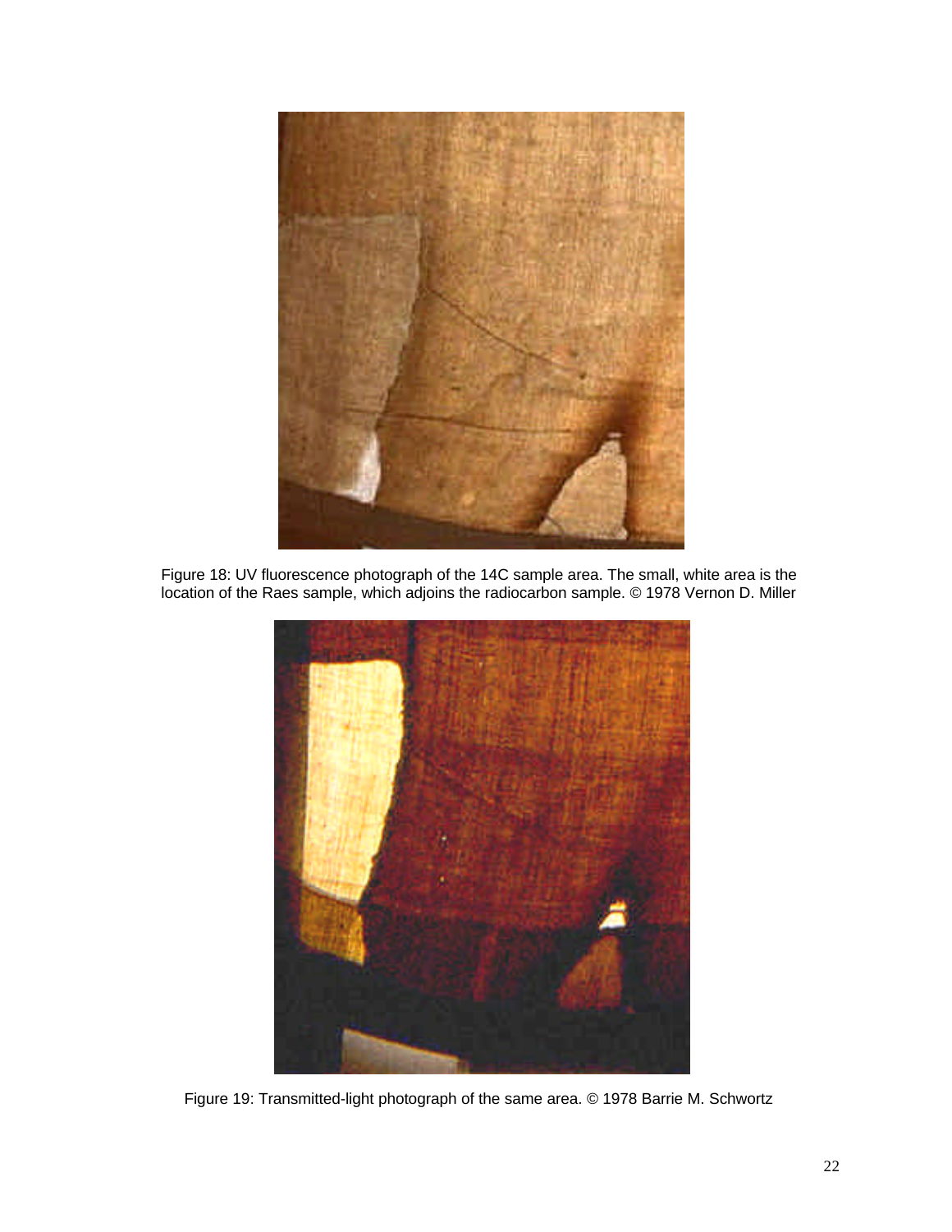Figure 18: UV fluorescence photograph of the 14C sample area. The small, white area is the location of the Raes sample, which adjoins the radiocarbon sample. © 1978 Vernon D. Miller

Figure 19: Transmitted-light photograph of the same area. © 1978 Barrie M. Schwortz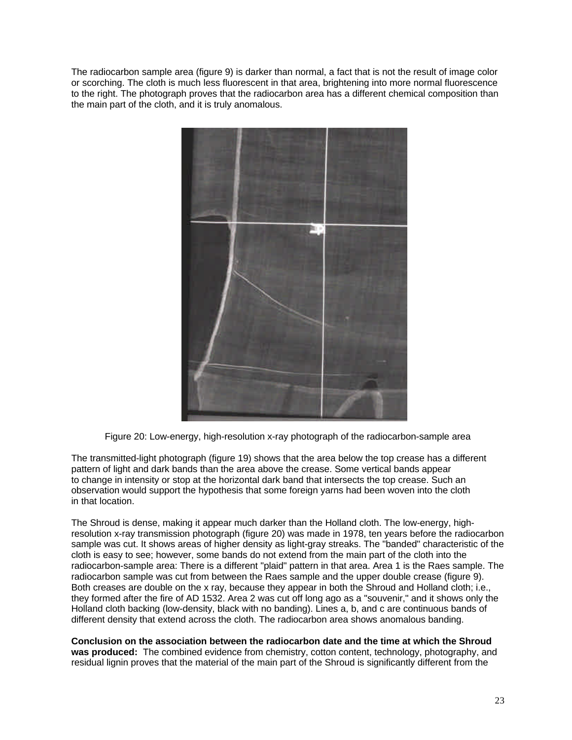The radiocarbon sample area (figure 9) is darker than normal, a fact that is not the result of image color or scorching. The cloth is much less fluorescent in that area, brightening into more normal fluorescence to the right. The photograph proves that the radiocarbon area has a different chemical composition than the main part of the cloth, and it is truly anomalous.

Figure 20: Low-energy, high-resolution x-ray photograph of the radiocarbon-sample area

The transmitted-light photograph (figure 19) shows that the area below the top crease has a different pattern of light and dark bands than the area above the crease. Some vertical bands appear to change in intensity or stop at the horizontal dark band that intersects the top crease. Such an observation would support the hypothesis that some foreign yarns had been woven into the cloth in that location.

The Shroud is dense, making it appear much darker than the Holland cloth. The low-energy, high-resolution x-ray transmission photograph (figure 20) was made in 1978, ten years before the radiocarbon sample was cut. It shows areas of higher density as light-gray streaks. The "banded" characteristic of the cloth is easy to see; however, some bands do not extend from the main part of the cloth into the radiocarbon-sample area: There is a different "plaid" pattern in that area. Area 1 is the Raes sample. The radiocarbon sample was cut from between the Raes sample and the upper double crease (figure 9). Both creases are double on the x ray, because they appear in both the Shroud and Holland cloth; i.e., they formed after the fire of AD 1532. Area 2 was cut off long ago as a "souvenir," and it shows only the Holland cloth backing (low-density, black with no banding). Lines a, b, and c are continuous bands of different density that extend across the cloth. The radiocarbon area shows anomalous banding.

**Conclusion on the association between the radiocarbon date and the time at which the Shroud was produced:** The combined evidence from chemistry, cotton content, technology, photography, and residual lignin proves that the material of the main part of the Shroud is significantly different from the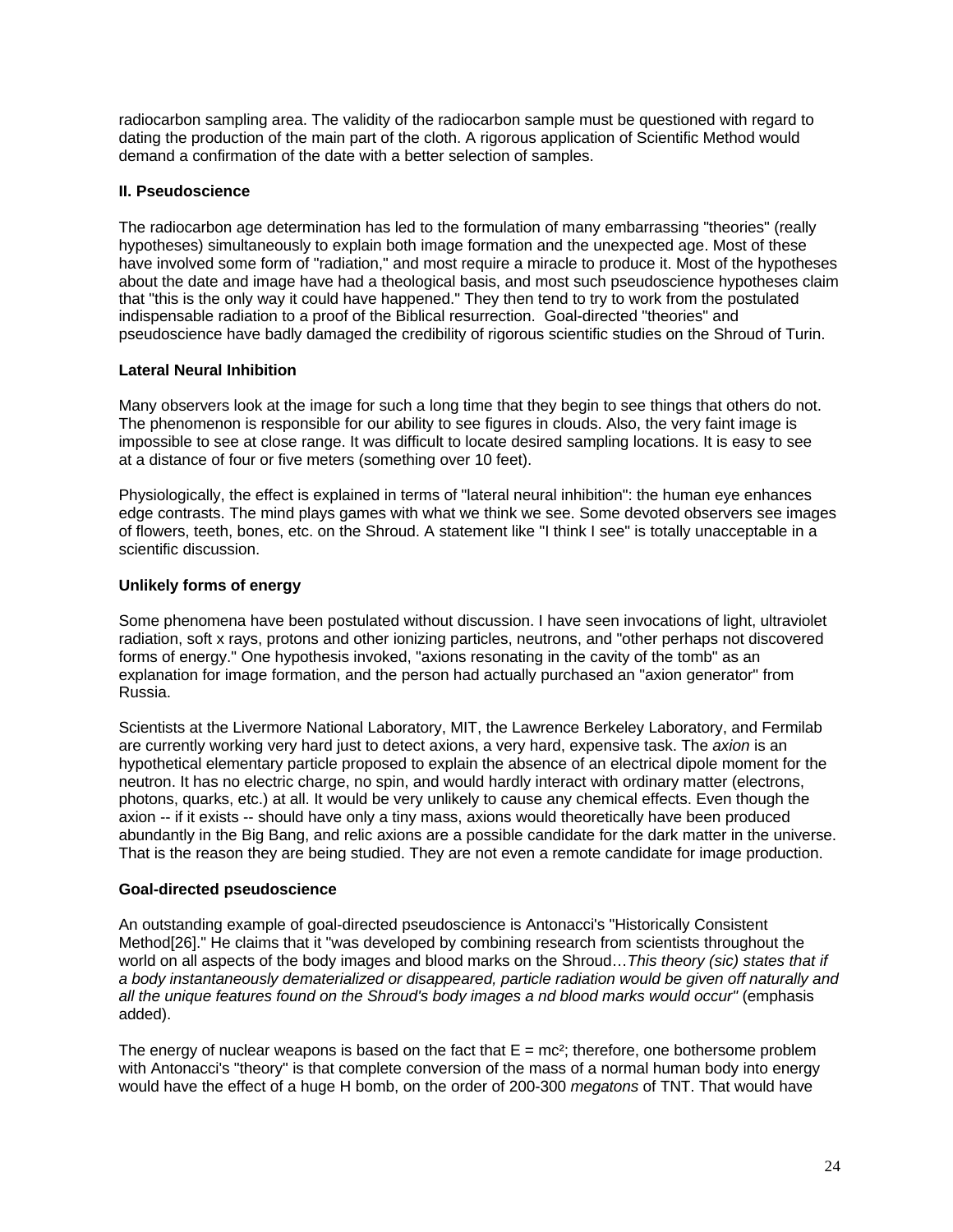radiocarbon sampling area. The validity of the radiocarbon sample must be questioned with regard to dating the production of the main part of the cloth. A rigorous application of Scientific Method would demand a confirmation of the date with a better selection of samples.

## II. Pseudoscience

The radiocarbon age determination has led to the formulation of many embarrassing "theories" (really hypotheses) simultaneously to explain both image formation and the unexpected age. Most of these have involved some form of "radiation," and most require a miracle to produce it. Most of the hypotheses about the date and image have had a theological basis, and most such pseudoscience hypotheses claim that "this is the only way it could have happened." They then tend to try to work from the postulated indispensable radiation to a proof of the Biblical resurrection. Goal-directed "theories" and pseudoscience have badly damaged the credibility of rigorous scientific studies on the Shroud of Turin.

### Lateral Neural Inhibition

Many observers look at the image for such a long time that they begin to see things that others do not. The phenomenon is responsible for our ability to see figures in clouds. Also, the very faint image is impossible to see at close range. It was difficult to locate desired sampling locations. It is easy to see at a distance of four or five meters (something over 10 feet).

Physiologically, the effect is explained in terms of "lateral neural inhibition": the human eye enhances edge contrasts. The mind plays games with what we think we see. Some devoted observers see images of flowers, teeth, bones, etc. on the Shroud. A statement like "I think I see" is totally unacceptable in a scientific discussion.

### Unlikely forms of energy

Some phenomena have been postulated without discussion. I have seen invocations of light, ultraviolet radiation, soft x rays, protons and other ionizing particles, neutrons, and "other perhaps not discovered forms of energy." One hypothesis invoked, "axions resonating in the cavity of the tomb" as an explanation for image formation, and the person had actually purchased an "axion generator" from Russia.

Scientists at the Livermore National Laboratory, MIT, the Lawrence Berkeley Laboratory, and Fermilab are currently working very hard just to detect axions, a very hard, expensive task. The *axion* is an hypothetical elementary particle proposed to explain the absence of an electrical dipole moment for the neutron. It has no electric charge, no spin, and would hardly interact with ordinary matter (electrons, photons, quarks, etc.) at all. It would be very unlikely to cause any chemical effects. Even though the axion -- if it exists -- should have only a tiny mass, axions would theoretically have been produced abundantly in the Big Bang, and relic axions are a possible candidate for the dark matter in the universe. That is the reason they are being studied. They are not even a remote candidate for image production.

### Goal-directed pseudoscience

An outstanding example of goal-directed pseudoscience is Antonacci's "Historically Consistent Method[26]." He claims that it "was developed by combining research from scientists throughout the world on all aspects of the body images and blood marks on the Shroud…*This theory (sic) states that if a body instantaneously dematerialized or disappeared, particle radiation would be given off naturally and all the unique features found on the Shroud's body images a nd blood marks would occur"* (emphasis added).

The energy of nuclear weapons is based on the fact that $E = mc^2$; therefore, one bothersome problem with Antonacci's "theory" is that complete conversion of the mass of a normal human body into energy would have the effect of a huge H bomb, on the order of 200-300 *megatons* of TNT. That would have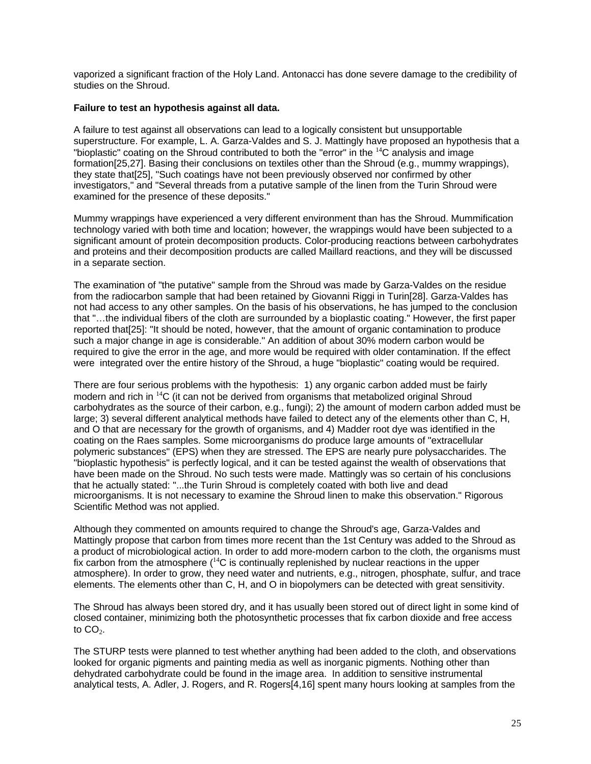vaporized a significant fraction of the Holy Land. Antonacci has done severe damage to the credibility of studies on the Shroud.

**Failure to test an hypothesis against all data.**

A failure to test against all observations can lead to a logically consistent but unsupportable superstructure. For example, L. A. Garza-Valdes and S. J. Mattingly have proposed an hypothesis that a "bioplastic" coating on the Shroud contributed to both the "error" in the $^{14}C$ analysis and image formation[25,27]. Basing their conclusions on textiles other than the Shroud (e.g., mummy wrappings), they state that[25], "Such coatings have not been previously observed nor confirmed by other investigators," and "Several threads from a putative sample of the linen from the Turin Shroud were examined for the presence of these deposits."

Mummy wrappings have experienced a very different environment than has the Shroud. Mummification technology varied with both time and location; however, the wrappings would have been subjected to a significant amount of protein decomposition products. Color-producing reactions between carbohydrates and proteins and their decomposition products are called Maillard reactions, and they will be discussed in a separate section.

The examination of "the putative" sample from the Shroud was made by Garza-Valdes on the residue from the radiocarbon sample that had been retained by Giovanni Riggi in Turin[28]. Garza-Valdes has not had access to any other samples. On the basis of his observations, he has jumped to the conclusion that "…the individual fibers of the cloth are surrounded by a bioplastic coating." However, the first paper reported that[25]: "It should be noted, however, that the amount of organic contamination to produce such a major change in age is considerable." An addition of about 30% modern carbon would be required to give the error in the age, and more would be required with older contamination. If the effect were integrated over the entire history of the Shroud, a huge "bioplastic" coating would be required.

There are four serious problems with the hypothesis: 1) any organic carbon added must be fairly modern and rich in $^{14}C$ (it can not be derived from organisms that metabolized original Shroud carbohydrates as the source of their carbon, e.g., fungi); 2) the amount of modern carbon added must be large; 3) several different analytical methods have failed to detect any of the elements other than C, H, and O that are necessary for the growth of organisms, and 4) Madder root dye was identified in the coating on the Raes samples. Some microorganisms do produce large amounts of "extracellular polymeric substances" (EPS) when they are stressed. The EPS are nearly pure polysaccharides. The "bioplastic hypothesis" is perfectly logical, and it can be tested against the wealth of observations that have been made on the Shroud. No such tests were made. Mattingly was so certain of his conclusions that he actually stated: "...the Turin Shroud is completely coated with both live and dead microorganisms. It is not necessary to examine the Shroud linen to make this observation." Rigorous Scientific Method was not applied.

Although they commented on amounts required to change the Shroud's age, Garza-Valdes and Mattingly propose that carbon from times more recent than the 1st Century was added to the Shroud as a product of microbiological action. In order to add more-modern carbon to the cloth, the organisms must fix carbon from the atmosphere ($^{14}C$ is continually replenished by nuclear reactions in the upper atmosphere). In order to grow, they need water and nutrients, e.g., nitrogen, phosphate, sulfur, and trace elements. The elements other than C, H, and O in biopolymers can be detected with great sensitivity.

The Shroud has always been stored dry, and it has usually been stored out of direct light in some kind of closed container, minimizing both the photosynthetic processes that fix carbon dioxide and free access to $CO_2$.

The STURP tests were planned to test whether anything had been added to the cloth, and observations looked for organic pigments and painting media as well as inorganic pigments. Nothing other than dehydrated carbohydrate could be found in the image area. In addition to sensitive instrumental analytical tests, A. Adler, J. Rogers, and R. Rogers[4,16] spent many hours looking at samples from the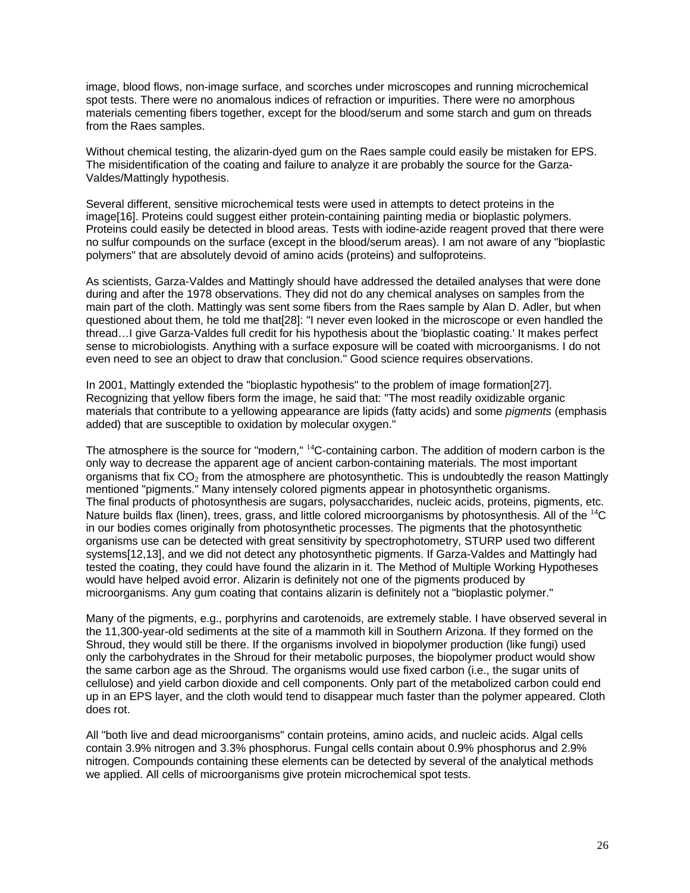image, blood flows, non-image surface, and scorches under microscopes and running microchemical spot tests. There were no anomalous indices of refraction or impurities. There were no amorphous materials cementing fibers together, except for the blood/serum and some starch and gum on threads from the Raes samples.

Without chemical testing, the alizarin-dyed gum on the Raes sample could easily be mistaken for EPS. The misidentification of the coating and failure to analyze it are probably the source for the Garza-Valdes/Mattingly hypothesis.

Several different, sensitive microchemical tests were used in attempts to detect proteins in the image[16]. Proteins could suggest either protein-containing painting media or bioplastic polymers. Proteins could easily be detected in blood areas. Tests with iodine-azide reagent proved that there were no sulfur compounds on the surface (except in the blood/serum areas). I am not aware of any "bioplastic polymers" that are absolutely devoid of amino acids (proteins) and sulfoproteins.

As scientists, Garza-Valdes and Mattingly should have addressed the detailed analyses that were done during and after the 1978 observations. They did not do any chemical analyses on samples from the main part of the cloth. Mattingly was sent some fibers from the Raes sample by Alan D. Adler, but when questioned about them, he told me that[28]: "I never even looked in the microscope or even handled the thread…I give Garza-Valdes full credit for his hypothesis about the 'bioplastic coating.' It makes perfect sense to microbiologists. Anything with a surface exposure will be coated with microorganisms. I do not even need to see an object to draw that conclusion." Good science requires observations.

In 2001, Mattingly extended the "bioplastic hypothesis" to the problem of image formation[27]. Recognizing that yellow fibers form the image, he said that: "The most readily oxidizable organic materials that contribute to a yellowing appearance are lipids (fatty acids) and some *pigments* (emphasis added) that are susceptible to oxidation by molecular oxygen."

The atmosphere is the source for "modern," $^{14}C$-containing carbon. The addition of modern carbon is the only way to decrease the apparent age of ancient carbon-containing materials. The most important organisms that fix $CO_2$ from the atmosphere are photosynthetic. This is undoubtedly the reason Mattingly mentioned "pigments." Many intensely colored pigments appear in photosynthetic organisms. The final products of photosynthesis are sugars, polysaccharides, nucleic acids, proteins, pigments, etc. Nature builds flax (linen), trees, grass, and little colored microorganisms by photosynthesis. All of the $^{14}C$ in our bodies comes originally from photosynthetic processes. The pigments that the photosynthetic organisms use can be detected with great sensitivity by spectrophotometry, STURP used two different systems[12,13], and we did not detect any photosynthetic pigments. If Garza-Valdes and Mattingly had tested the coating, they could have found the alizarin in it. The Method of Multiple Working Hypotheses would have helped avoid error. Alizarin is definitely not one of the pigments produced by microorganisms. Any gum coating that contains alizarin is definitely not a "bioplastic polymer."

Many of the pigments, e.g., porphyrins and carotenoids, are extremely stable. I have observed several in the 11,300-year-old sediments at the site of a mammoth kill in Southern Arizona. If they formed on the Shroud, they would still be there. If the organisms involved in biopolymer production (like fungi) used only the carbohydrates in the Shroud for their metabolic purposes, the biopolymer product would show the same carbon age as the Shroud. The organisms would use fixed carbon (i.e., the sugar units of cellulose) and yield carbon dioxide and cell components. Only part of the metabolized carbon could end up in an EPS layer, and the cloth would tend to disappear much faster than the polymer appeared. Cloth does rot.

All "both live and dead microorganisms" contain proteins, amino acids, and nucleic acids. Algal cells contain 3.9% nitrogen and 3.3% phosphorus. Fungal cells contain about 0.9% phosphorus and 2.9% nitrogen. Compounds containing these elements can be detected by several of the analytical methods we applied. All cells of microorganisms give protein microchemical spot tests.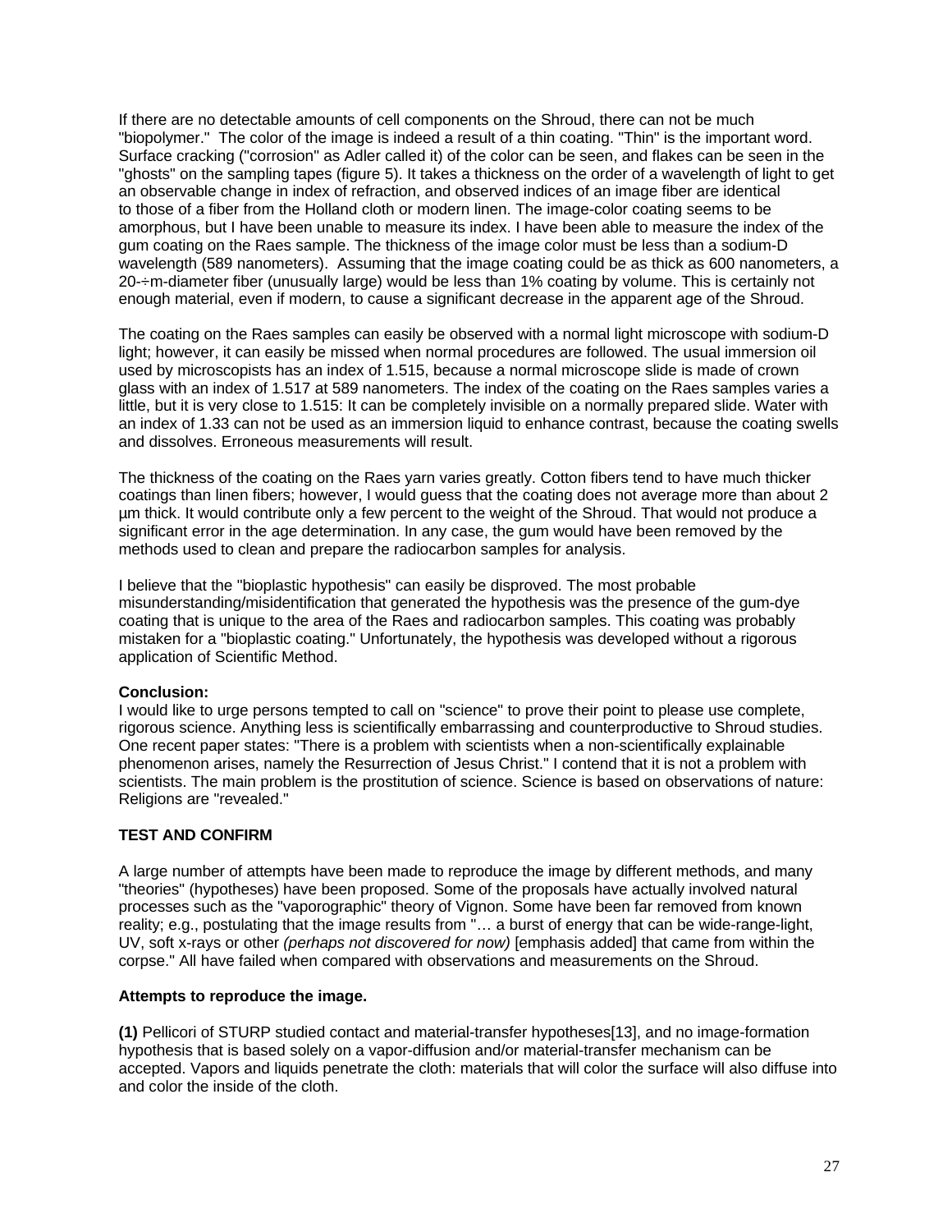If there are no detectable amounts of cell components on the Shroud, there can not be much "biopolymer." The color of the image is indeed a result of a thin coating. "Thin" is the important word. Surface cracking ("corrosion" as Adler called it) of the color can be seen, and flakes can be seen in the "ghosts" on the sampling tapes (figure 5). It takes a thickness on the order of a wavelength of light to get an observable change in index of refraction, and observed indices of an image fiber are identical to those of a fiber from the Holland cloth or modern linen. The image-color coating seems to be amorphous, but I have been unable to measure its index. I have been able to measure the index of the gum coating on the Raes sample. The thickness of the image color must be less than a sodium-D wavelength (589 nanometers). Assuming that the image coating could be as thick as 600 nanometers, a 20-÷m-diameter fiber (unusually large) would be less than 1% coating by volume. This is certainly not enough material, even if modern, to cause a significant decrease in the apparent age of the Shroud.

The coating on the Raes samples can easily be observed with a normal light microscope with sodium-D light; however, it can easily be missed when normal procedures are followed. The usual immersion oil used by microscopists has an index of 1.515, because a normal microscope slide is made of crown glass with an index of 1.517 at 589 nanometers. The index of the coating on the Raes samples varies a little, but it is very close to 1.515: It can be completely invisible on a normally prepared slide. Water with an index of 1.33 can not be used as an immersion liquid to enhance contrast, because the coating swells and dissolves. Erroneous measurements will result.

The thickness of the coating on the Raes yarn varies greatly. Cotton fibers tend to have much thicker coatings than linen fibers; however, I would guess that the coating does not average more than about 2 µm thick. It would contribute only a few percent to the weight of the Shroud. That would not produce a significant error in the age determination. In any case, the gum would have been removed by the methods used to clean and prepare the radiocarbon samples for analysis.

I believe that the "bioplastic hypothesis" can easily be disproved. The most probable misunderstanding/misidentification that generated the hypothesis was the presence of the gum-dye coating that is unique to the area of the Raes and radiocarbon samples. This coating was probably mistaken for a "bioplastic coating." Unfortunately, the hypothesis was developed without a rigorous application of Scientific Method.

**Conclusion:**
I would like to urge persons tempted to call on "science" to prove their point to please use complete, rigorous science. Anything less is scientifically embarrassing and counterproductive to Shroud studies. One recent paper states: "There is a problem with scientists when a non-scientifically explainable phenomenon arises, namely the Resurrection of Jesus Christ." I contend that it is not a problem with scientists. The main problem is the prostitution of science. Science is based on observations of nature: Religions are "revealed."

**TEST AND CONFIRM**

A large number of attempts have been made to reproduce the image by different methods, and many "theories" (hypotheses) have been proposed. Some of the proposals have actually involved natural processes such as the "vaporographic" theory of Vignon. Some have been far removed from known reality; e.g., postulating that the image results from "… a burst of energy that can be wide-range-light, UV, soft x-rays or other *(perhaps not discovered for now)* [emphasis added] that came from within the corpse." All have failed when compared with observations and measurements on the Shroud.

**Attempts to reproduce the image.**

**(1)** Pellicori of STURP studied contact and material-transfer hypotheses[13], and no image-formation hypothesis that is based solely on a vapor-diffusion and/or material-transfer mechanism can be accepted. Vapors and liquids penetrate the cloth: materials that will color the surface will also diffuse into and color the inside of the cloth.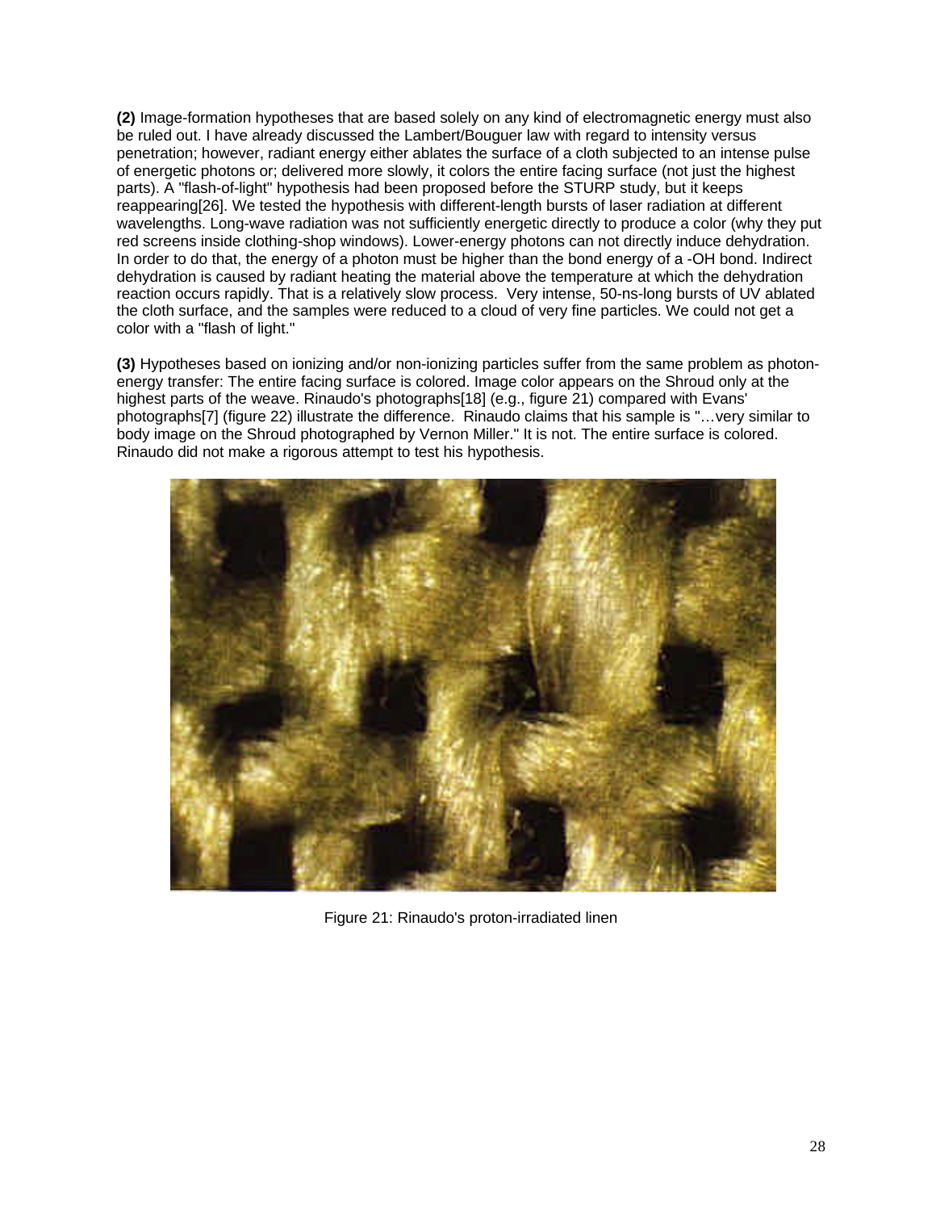**(2)** Image-formation hypotheses that are based solely on any kind of electromagnetic energy must also be ruled out. I have already discussed the Lambert/Bouguer law with regard to intensity versus penetration; however, radiant energy either ablates the surface of a cloth subjected to an intense pulse of energetic photons or; delivered more slowly, it colors the entire facing surface (not just the highest parts). A "flash-of-light" hypothesis had been proposed before the STURP study, but it keeps reappearing[26]. We tested the hypothesis with different-length bursts of laser radiation at different wavelengths. Long-wave radiation was not sufficiently energetic directly to produce a color (why they put red screens inside clothing-shop windows). Lower-energy photons can not directly induce dehydration. In order to do that, the energy of a photon must be higher than the bond energy of a -OH bond. Indirect dehydration is caused by radiant heating the material above the temperature at which the dehydration reaction occurs rapidly. That is a relatively slow process. Very intense, 50-ns-long bursts of UV ablated the cloth surface, and the samples were reduced to a cloud of very fine particles. We could not get a color with a "flash of light."

**(3)** Hypotheses based on ionizing and/or non-ionizing particles suffer from the same problem as photon-energy transfer: The entire facing surface is colored. Image color appears on the Shroud only at the highest parts of the weave. Rinaudo's photographs[18] (e.g., figure 21) compared with Evans' photographs[7] (figure 22) illustrate the difference. Rinaudo claims that his sample is "…very similar to body image on the Shroud photographed by Vernon Miller." It is not. The entire surface is colored. Rinaudo did not make a rigorous attempt to test his hypothesis.

Figure 21: Rinaudo's proton-irradiated linen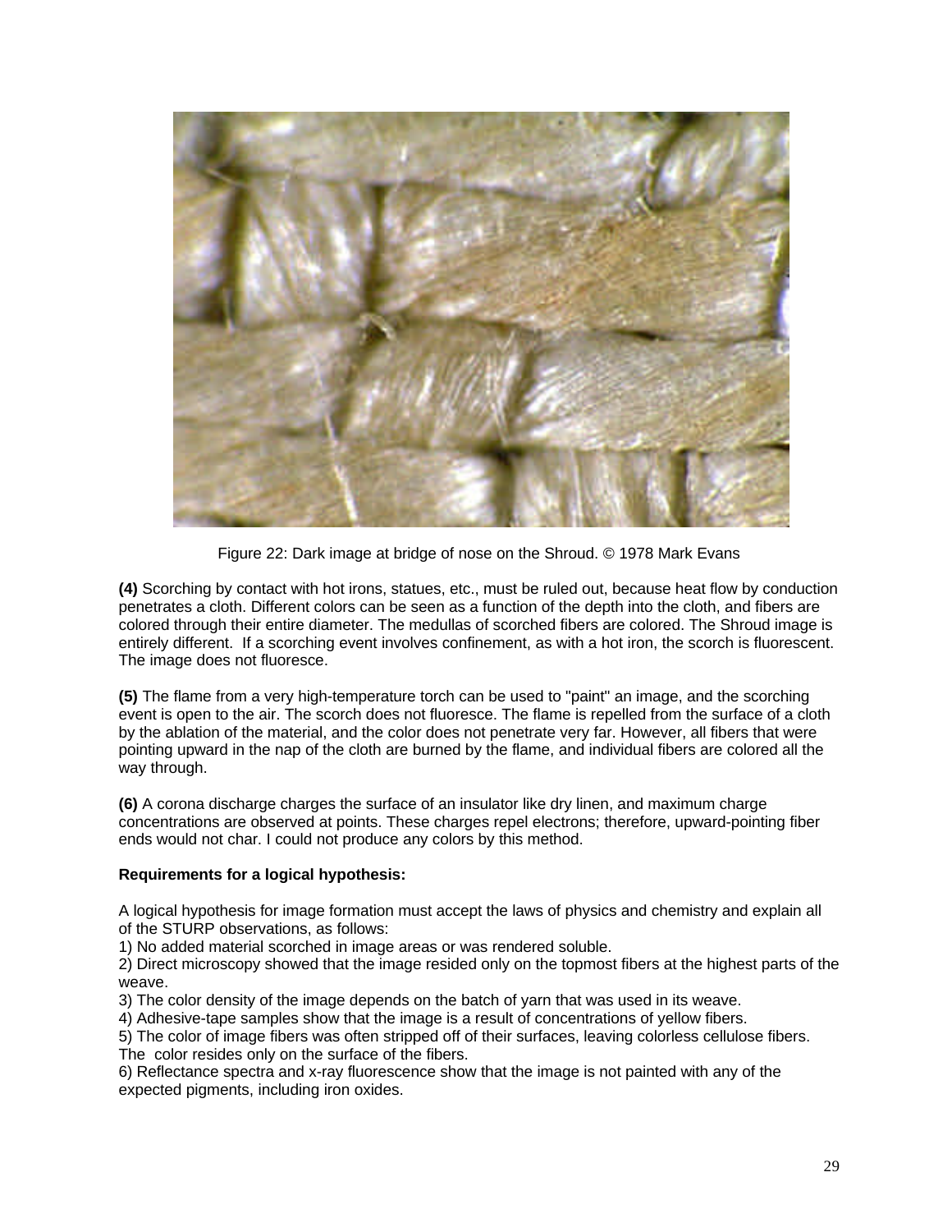Figure 22: Dark image at bridge of nose on the Shroud. © 1978 Mark Evans

**(4)** Scorching by contact with hot irons, statues, etc., must be ruled out, because heat flow by conduction penetrates a cloth. Different colors can be seen as a function of the depth into the cloth, and fibers are colored through their entire diameter. The medullas of scorched fibers are colored. The Shroud image is entirely different. If a scorching event involves confinement, as with a hot iron, the scorch is fluorescent. The image does not fluoresce.

**(5)** The flame from a very high-temperature torch can be used to "paint" an image, and the scorching event is open to the air. The scorch does not fluoresce. The flame is repelled from the surface of a cloth by the ablation of the material, and the color does not penetrate very far. However, all fibers that were pointing upward in the nap of the cloth are burned by the flame, and individual fibers are colored all the way through.

**(6)** A corona discharge charges the surface of an insulator like dry linen, and maximum charge concentrations are observed at points. These charges repel electrons; therefore, upward-pointing fiber ends would not char. I could not produce any colors by this method.

**Requirements for a logical hypothesis:**

A logical hypothesis for image formation must accept the laws of physics and chemistry and explain all of the STURP observations, as follows:
1) No added material scorched in image areas or was rendered soluble.
2) Direct microscopy showed that the image resided only on the topmost fibers at the highest parts of the weave.
3) The color density of the image depends on the batch of yarn that was used in its weave.
4) Adhesive-tape samples show that the image is a result of concentrations of yellow fibers.
5) The color of image fibers was often stripped off of their surfaces, leaving colorless cellulose fibers. The color resides only on the surface of the fibers.
6) Reflectance spectra and x-ray fluorescence show that the image is not painted with any of the expected pigments, including iron oxides.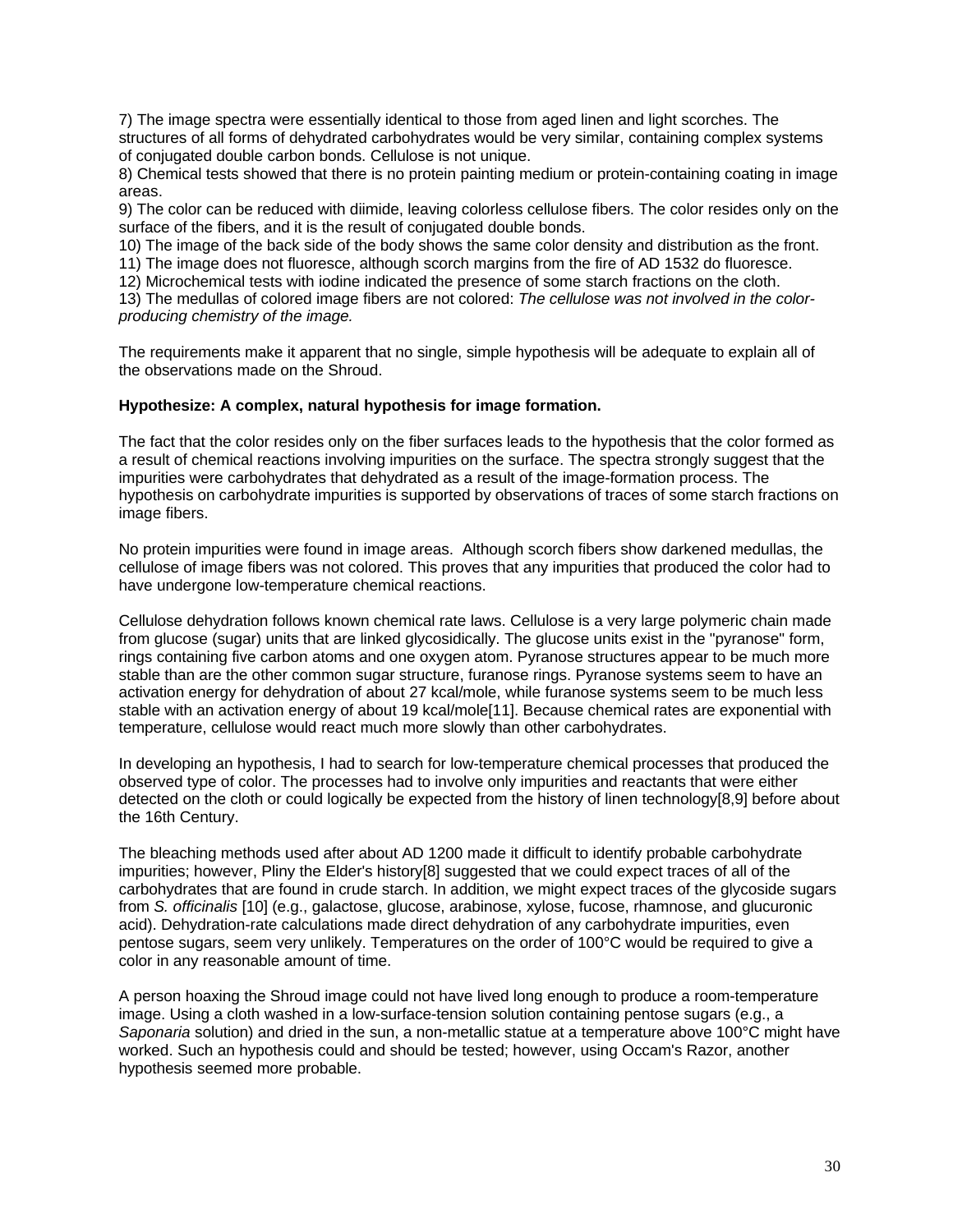7) The image spectra were essentially identical to those from aged linen and light scorches. The structures of all forms of dehydrated carbohydrates would be very similar, containing complex systems of conjugated double carbon bonds. Cellulose is not unique.
8) Chemical tests showed that there is no protein painting medium or protein-containing coating in image areas.
9) The color can be reduced with diimide, leaving colorless cellulose fibers. The color resides only on the surface of the fibers, and it is the result of conjugated double bonds.
10) The image of the back side of the body shows the same color density and distribution as the front.
11) The image does not fluoresce, although scorch margins from the fire of AD 1532 do fluoresce.
12) Microchemical tests with iodine indicated the presence of some starch fractions on the cloth.
13) The medullas of colored image fibers are not colored: *The cellulose was not involved in the color-producing chemistry of the image.*

The requirements make it apparent that no single, simple hypothesis will be adequate to explain all of the observations made on the Shroud.

**Hypothesize: A complex, natural hypothesis for image formation.**

The fact that the color resides only on the fiber surfaces leads to the hypothesis that the color formed as a result of chemical reactions involving impurities on the surface. The spectra strongly suggest that the impurities were carbohydrates that dehydrated as a result of the image-formation process. The hypothesis on carbohydrate impurities is supported by observations of traces of some starch fractions on image fibers.

No protein impurities were found in image areas. Although scorch fibers show darkened medullas, the cellulose of image fibers was not colored. This proves that any impurities that produced the color had to have undergone low-temperature chemical reactions.

Cellulose dehydration follows known chemical rate laws. Cellulose is a very large polymeric chain made from glucose (sugar) units that are linked glycosidically. The glucose units exist in the "pyranose" form, rings containing five carbon atoms and one oxygen atom. Pyranose structures appear to be much more stable than are the other common sugar structure, furanose rings. Pyranose systems seem to have an activation energy for dehydration of about 27 kcal/mole, while furanose systems seem to be much less stable with an activation energy of about 19 kcal/mole[11]. Because chemical rates are exponential with temperature, cellulose would react much more slowly than other carbohydrates.

In developing an hypothesis, I had to search for low-temperature chemical processes that produced the observed type of color. The processes had to involve only impurities and reactants that were either detected on the cloth or could logically be expected from the history of linen technology[8,9] before about the 16th Century.

The bleaching methods used after about AD 1200 made it difficult to identify probable carbohydrate impurities; however, Pliny the Elder's history[8] suggested that we could expect traces of all of the carbohydrates that are found in crude starch. In addition, we might expect traces of the glycoside sugars from *S. officinalis* [10] (e.g., galactose, glucose, arabinose, xylose, fucose, rhamnose, and glucuronic acid). Dehydration-rate calculations made direct dehydration of any carbohydrate impurities, even pentose sugars, seem very unlikely. Temperatures on the order of 100°C would be required to give a color in any reasonable amount of time.

A person hoaxing the Shroud image could not have lived long enough to produce a room-temperature image. Using a cloth washed in a low-surface-tension solution containing pentose sugars (e.g., a *Saponaria* solution) and dried in the sun, a non-metallic statue at a temperature above 100°C might have worked. Such an hypothesis could and should be tested; however, using Occam's Razor, another hypothesis seemed more probable.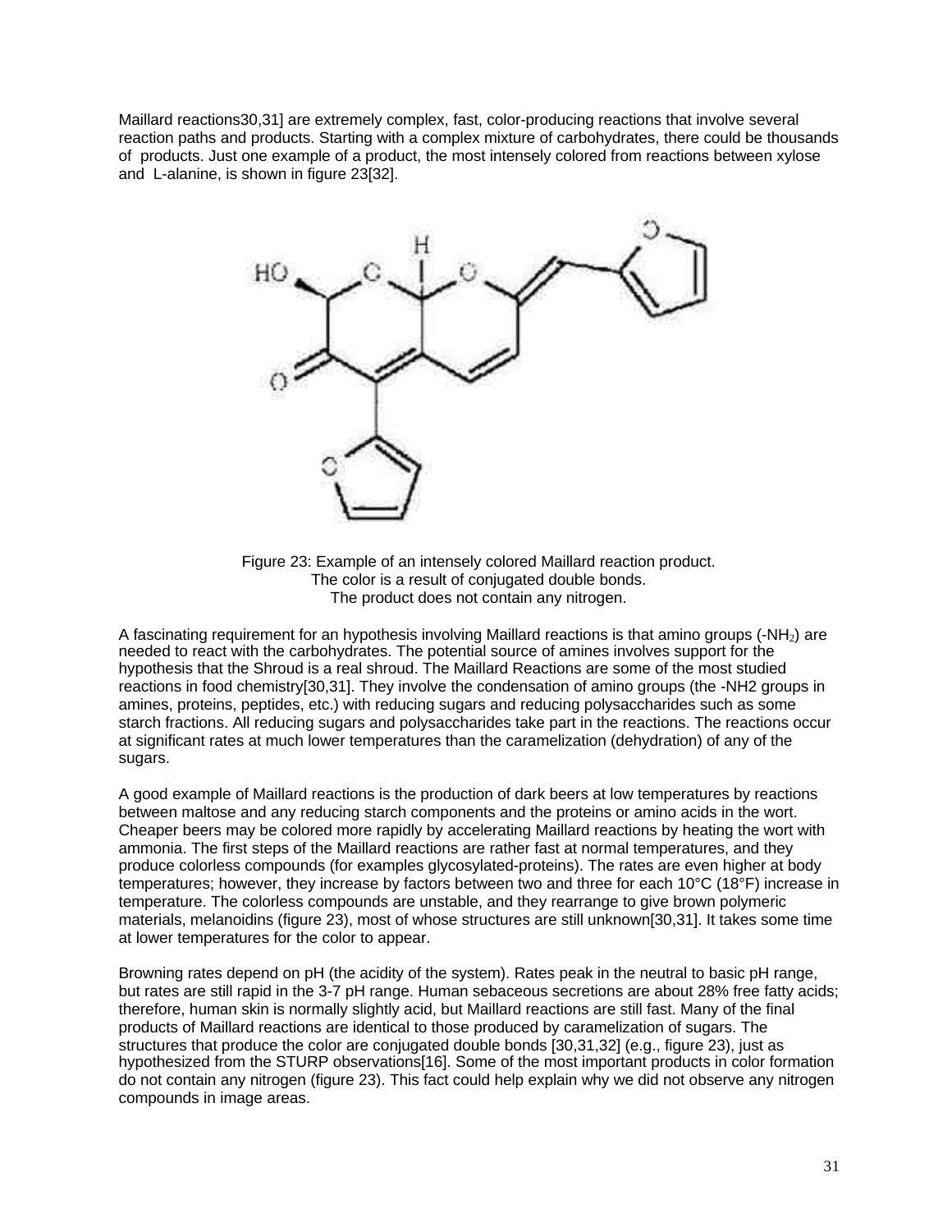Maillard reactions30,31] are extremely complex, fast, color-producing reactions that involve several reaction paths and products. Starting with a complex mixture of carbohydrates, there could be thousands of products. Just one example of a product, the most intensely colored from reactions between xylose and L-alanine, is shown in figure 23[32].

Figure 23: Example of an intensely colored Maillard reaction product.
The color is a result of conjugated double bonds.
The product does not contain any nitrogen.

A fascinating requirement for an hypothesis involving Maillard reactions is that amino groups ($-NH_2$) are needed to react with the carbohydrates. The potential source of amines involves support for the hypothesis that the Shroud is a real shroud. The Maillard Reactions are some of the most studied reactions in food chemistry[30,31]. They involve the condensation of amino groups (the -NH2 groups in amines, proteins, peptides, etc.) with reducing sugars and reducing polysaccharides such as some starch fractions. All reducing sugars and polysaccharides take part in the reactions. The reactions occur at significant rates at much lower temperatures than the caramelization (dehydration) of any of the sugars.

A good example of Maillard reactions is the production of dark beers at low temperatures by reactions between maltose and any reducing starch components and the proteins or amino acids in the wort. Cheaper beers may be colored more rapidly by accelerating Maillard reactions by heating the wort with ammonia. The first steps of the Maillard reactions are rather fast at normal temperatures, and they produce colorless compounds (for examples glycosylated-proteins). The rates are even higher at body temperatures; however, they increase by factors between two and three for each 10°C (18°F) increase in temperature. The colorless compounds are unstable, and they rearrange to give brown polymeric materials, melanoidins (figure 23), most of whose structures are still unknown[30,31]. It takes some time at lower temperatures for the color to appear.

Browning rates depend on pH (the acidity of the system). Rates peak in the neutral to basic pH range, but rates are still rapid in the 3-7 pH range. Human sebaceous secretions are about 28% free fatty acids; therefore, human skin is normally slightly acid, but Maillard reactions are still fast. Many of the final products of Maillard reactions are identical to those produced by caramelization of sugars. The structures that produce the color are conjugated double bonds [30,31,32] (e.g., figure 23), just as hypothesized from the STURP observations[16]. Some of the most important products in color formation do not contain any nitrogen (figure 23). This fact could help explain why we did not observe any nitrogen compounds in image areas.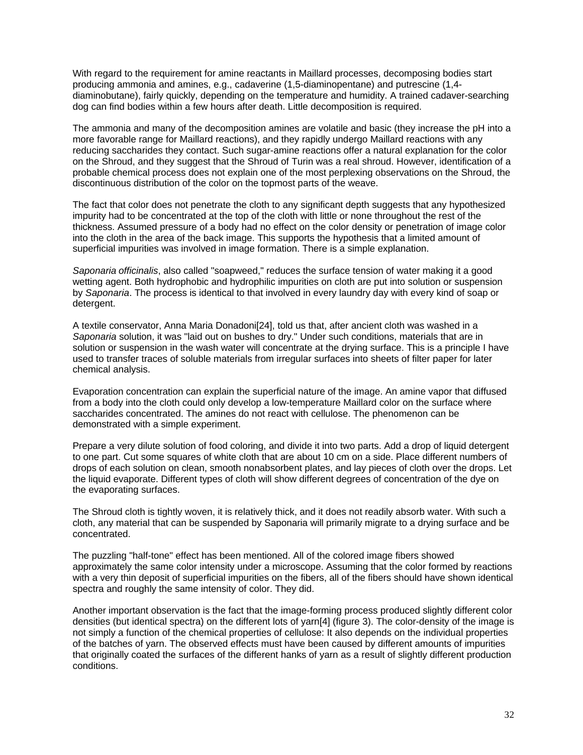With regard to the requirement for amine reactants in Maillard processes, decomposing bodies start producing ammonia and amines, e.g., cadaverine (1,5-diaminopentane) and putrescine (1,4-diaminobutane), fairly quickly, depending on the temperature and humidity. A trained cadaver-searching dog can find bodies within a few hours after death. Little decomposition is required.

The ammonia and many of the decomposition amines are volatile and basic (they increase the pH into a more favorable range for Maillard reactions), and they rapidly undergo Maillard reactions with any reducing saccharides they contact. Such sugar-amine reactions offer a natural explanation for the color on the Shroud, and they suggest that the Shroud of Turin was a real shroud. However, identification of a probable chemical process does not explain one of the most perplexing observations on the Shroud, the discontinuous distribution of the color on the topmost parts of the weave.

The fact that color does not penetrate the cloth to any significant depth suggests that any hypothesized impurity had to be concentrated at the top of the cloth with little or none throughout the rest of the thickness. Assumed pressure of a body had no effect on the color density or penetration of image color into the cloth in the area of the back image. This supports the hypothesis that a limited amount of superficial impurities was involved in image formation. There is a simple explanation.

*Saponaria officinalis*, also called "soapweed," reduces the surface tension of water making it a good wetting agent. Both hydrophobic and hydrophilic impurities on cloth are put into solution or suspension by *Saponaria*. The process is identical to that involved in every laundry day with every kind of soap or detergent.

A textile conservator, Anna Maria Donadoni[24], told us that, after ancient cloth was washed in a *Saponaria* solution, it was "laid out on bushes to dry." Under such conditions, materials that are in solution or suspension in the wash water will concentrate at the drying surface. This is a principle I have used to transfer traces of soluble materials from irregular surfaces into sheets of filter paper for later chemical analysis.

Evaporation concentration can explain the superficial nature of the image. An amine vapor that diffused from a body into the cloth could only develop a low-temperature Maillard color on the surface where saccharides concentrated. The amines do not react with cellulose. The phenomenon can be demonstrated with a simple experiment.

Prepare a very dilute solution of food coloring, and divide it into two parts. Add a drop of liquid detergent to one part. Cut some squares of white cloth that are about 10 cm on a side. Place different numbers of drops of each solution on clean, smooth nonabsorbent plates, and lay pieces of cloth over the drops. Let the liquid evaporate. Different types of cloth will show different degrees of concentration of the dye on the evaporating surfaces.

The Shroud cloth is tightly woven, it is relatively thick, and it does not readily absorb water. With such a cloth, any material that can be suspended by Saponaria will primarily migrate to a drying surface and be concentrated.

The puzzling "half-tone" effect has been mentioned. All of the colored image fibers showed approximately the same color intensity under a microscope. Assuming that the color formed by reactions with a very thin deposit of superficial impurities on the fibers, all of the fibers should have shown identical spectra and roughly the same intensity of color. They did.

Another important observation is the fact that the image-forming process produced slightly different color densities (but identical spectra) on the different lots of yarn[4] (figure 3). The color-density of the image is not simply a function of the chemical properties of cellulose: It also depends on the individual properties of the batches of yarn. The observed effects must have been caused by different amounts of impurities that originally coated the surfaces of the different hanks of yarn as a result of slightly different production conditions.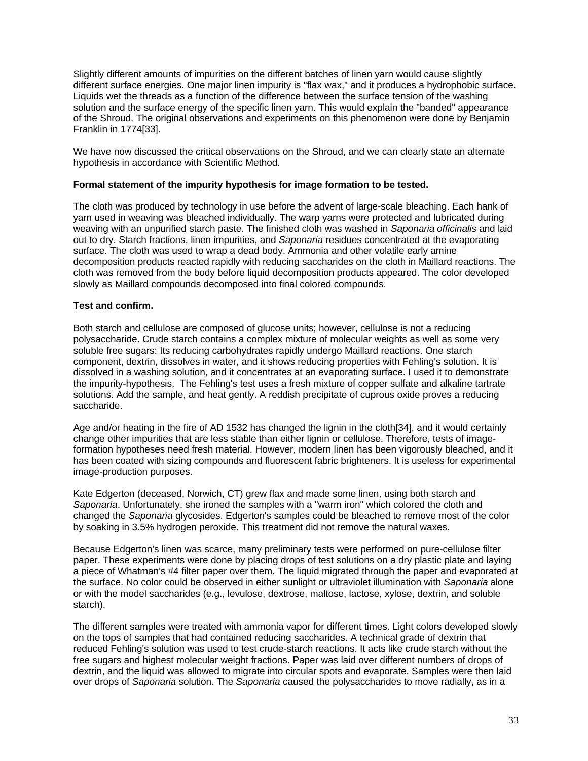Slightly different amounts of impurities on the different batches of linen yarn would cause slightly different surface energies. One major linen impurity is "flax wax," and it produces a hydrophobic surface. Liquids wet the threads as a function of the difference between the surface tension of the washing solution and the surface energy of the specific linen yarn. This would explain the "banded" appearance of the Shroud. The original observations and experiments on this phenomenon were done by Benjamin Franklin in 1774[33].

We have now discussed the critical observations on the Shroud, and we can clearly state an alternate hypothesis in accordance with Scientific Method.

**Formal statement of the impurity hypothesis for image formation to be tested.**

The cloth was produced by technology in use before the advent of large-scale bleaching. Each hank of yarn used in weaving was bleached individually. The warp yarns were protected and lubricated during weaving with an unpurified starch paste. The finished cloth was washed in *Saponaria officinalis* and laid out to dry. Starch fractions, linen impurities, and *Saponaria* residues concentrated at the evaporating surface. The cloth was used to wrap a dead body. Ammonia and other volatile early amine decomposition products reacted rapidly with reducing saccharides on the cloth in Maillard reactions. The cloth was removed from the body before liquid decomposition products appeared. The color developed slowly as Maillard compounds decomposed into final colored compounds.

**Test and confirm.**

Both starch and cellulose are composed of glucose units; however, cellulose is not a reducing polysaccharide. Crude starch contains a complex mixture of molecular weights as well as some very soluble free sugars: Its reducing carbohydrates rapidly undergo Maillard reactions. One starch component, dextrin, dissolves in water, and it shows reducing properties with Fehling's solution. It is dissolved in a washing solution, and it concentrates at an evaporating surface. I used it to demonstrate the impurity-hypothesis. The Fehling's test uses a fresh mixture of copper sulfate and alkaline tartrate solutions. Add the sample, and heat gently. A reddish precipitate of cuprous oxide proves a reducing saccharide.

Age and/or heating in the fire of AD 1532 has changed the lignin in the cloth[34], and it would certainly change other impurities that are less stable than either lignin or cellulose. Therefore, tests of image-formation hypotheses need fresh material. However, modern linen has been vigorously bleached, and it has been coated with sizing compounds and fluorescent fabric brighteners. It is useless for experimental image-production purposes.

Kate Edgerton (deceased, Norwich, CT) grew flax and made some linen, using both starch and *Saponaria*. Unfortunately, she ironed the samples with a "warm iron" which colored the cloth and changed the *Saponaria* glycosides. Edgerton's samples could be bleached to remove most of the color by soaking in 3.5% hydrogen peroxide. This treatment did not remove the natural waxes.

Because Edgerton's linen was scarce, many preliminary tests were performed on pure-cellulose filter paper. These experiments were done by placing drops of test solutions on a dry plastic plate and laying a piece of Whatman's #4 filter paper over them. The liquid migrated through the paper and evaporated at the surface. No color could be observed in either sunlight or ultraviolet illumination with *Saponaria* alone or with the model saccharides (e.g., levulose, dextrose, maltose, lactose, xylose, dextrin, and soluble starch).

The different samples were treated with ammonia vapor for different times. Light colors developed slowly on the tops of samples that had contained reducing saccharides. A technical grade of dextrin that reduced Fehling's solution was used to test crude-starch reactions. It acts like crude starch without the free sugars and highest molecular weight fractions. Paper was laid over different numbers of drops of dextrin, and the liquid was allowed to migrate into circular spots and evaporate. Samples were then laid over drops of *Saponaria* solution. The *Saponaria* caused the polysaccharides to move radially, as in a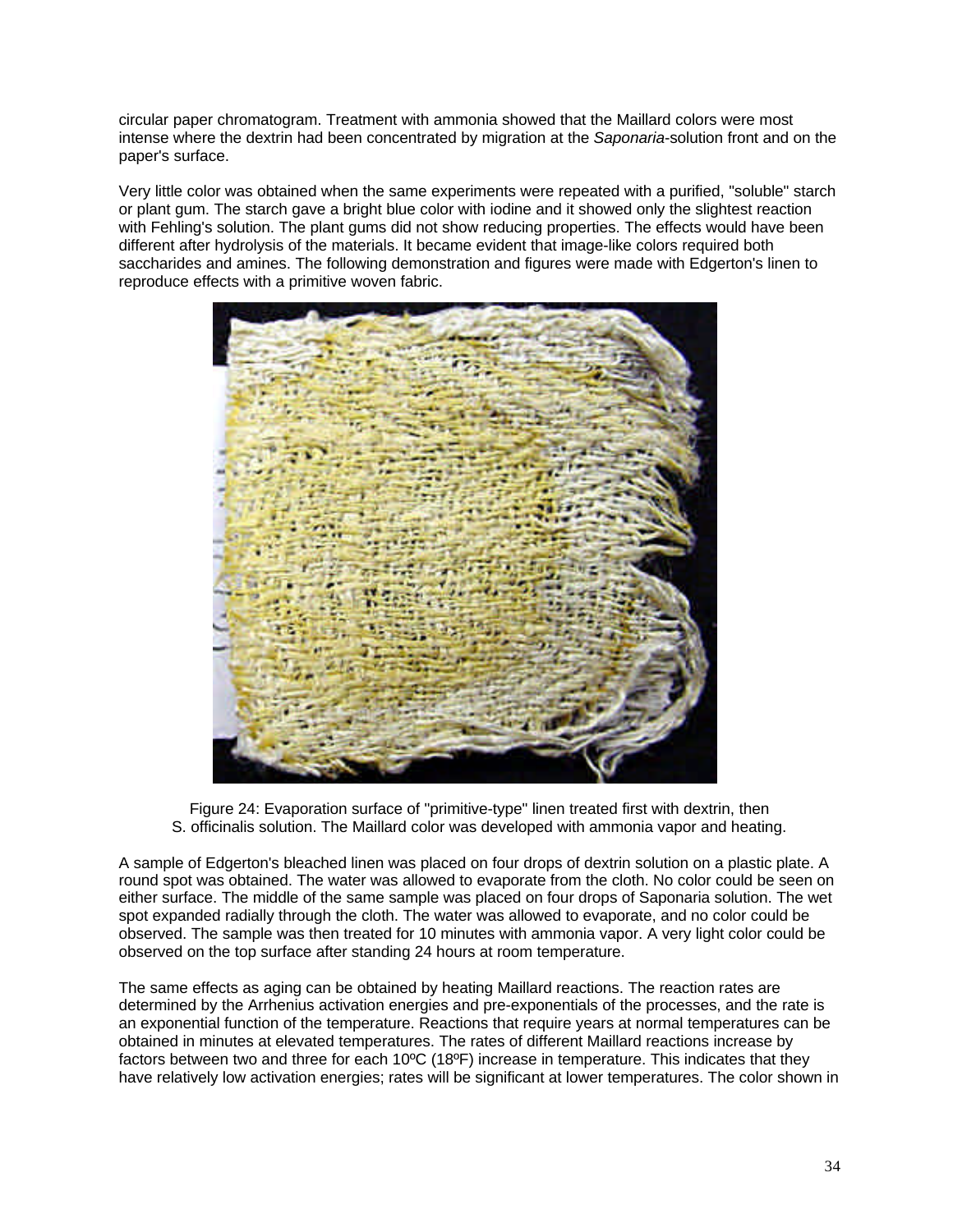circular paper chromatogram. Treatment with ammonia showed that the Maillard colors were most intense where the dextrin had been concentrated by migration at the *Saponaria*-solution front and on the paper's surface.

Very little color was obtained when the same experiments were repeated with a purified, "soluble" starch or plant gum. The starch gave a bright blue color with iodine and it showed only the slightest reaction with Fehling's solution. The plant gums did not show reducing properties. The effects would have been different after hydrolysis of the materials. It became evident that image-like colors required both saccharides and amines. The following demonstration and figures were made with Edgerton's linen to reproduce effects with a primitive woven fabric.

Figure 24: Evaporation surface of "primitive-type" linen treated first with dextrin, then S. officinalis solution. The Maillard color was developed with ammonia vapor and heating.

A sample of Edgerton's bleached linen was placed on four drops of dextrin solution on a plastic plate. A round spot was obtained. The water was allowed to evaporate from the cloth. No color could be seen on either surface. The middle of the same sample was placed on four drops of Saponaria solution. The wet spot expanded radially through the cloth. The water was allowed to evaporate, and no color could be observed. The sample was then treated for 10 minutes with ammonia vapor. A very light color could be observed on the top surface after standing 24 hours at room temperature.

The same effects as aging can be obtained by heating Maillard reactions. The reaction rates are determined by the Arrhenius activation energies and pre-exponentials of the processes, and the rate is an exponential function of the temperature. Reactions that require years at normal temperatures can be obtained in minutes at elevated temperatures. The rates of different Maillard reactions increase by factors between two and three for each 10ºC (18ºF) increase in temperature. This indicates that they have relatively low activation energies; rates will be significant at lower temperatures. The color shown in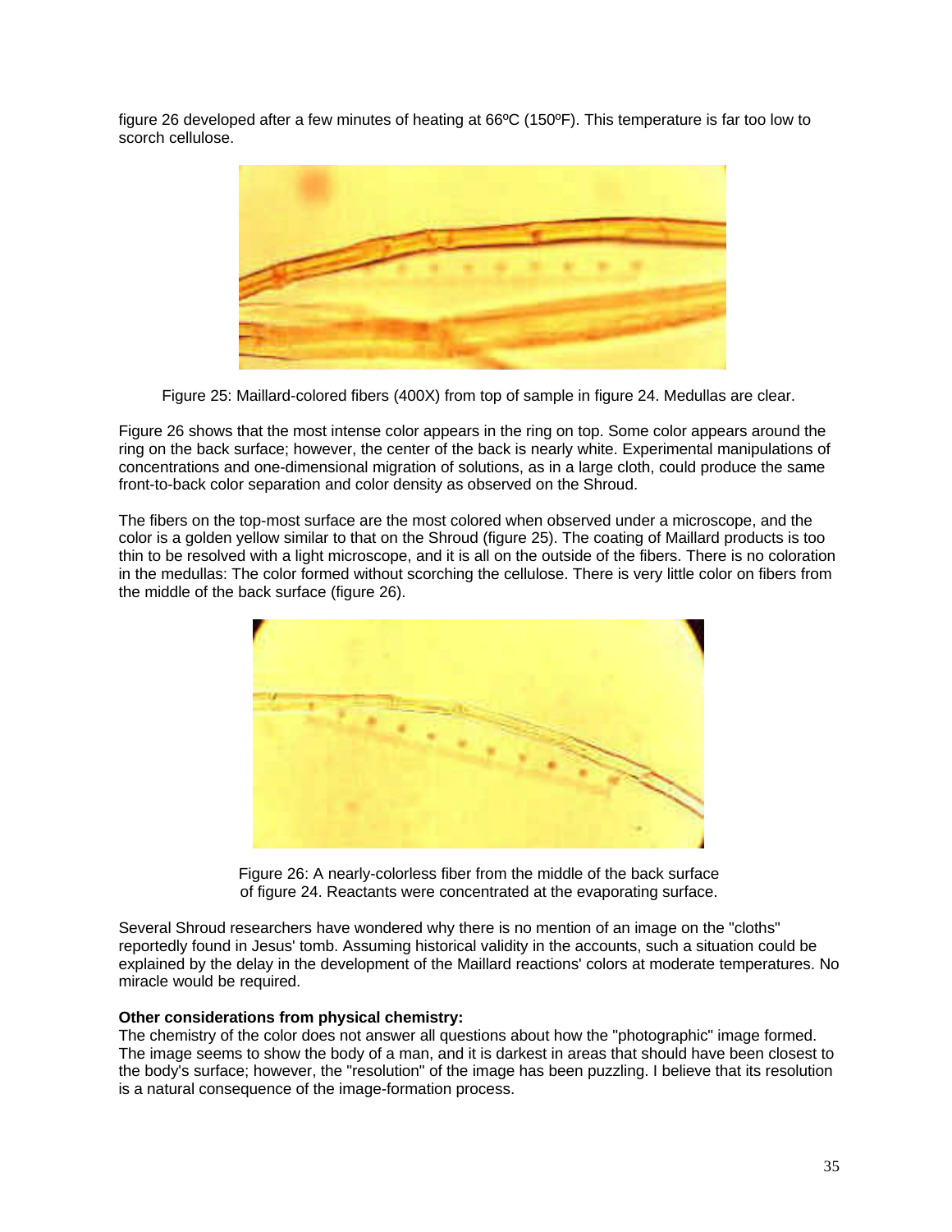figure 26 developed after a few minutes of heating at 66ºC (150ºF). This temperature is far too low to scorch cellulose.

Figure 25: Maillard-colored fibers (400X) from top of sample in figure 24. Medullas are clear.

Figure 26 shows that the most intense color appears in the ring on top. Some color appears around the ring on the back surface; however, the center of the back is nearly white. Experimental manipulations of concentrations and one-dimensional migration of solutions, as in a large cloth, could produce the same front-to-back color separation and color density as observed on the Shroud.

The fibers on the top-most surface are the most colored when observed under a microscope, and the color is a golden yellow similar to that on the Shroud (figure 25). The coating of Maillard products is too thin to be resolved with a light microscope, and it is all on the outside of the fibers. There is no coloration in the medullas: The color formed without scorching the cellulose. There is very little color on fibers from the middle of the back surface (figure 26).

Figure 26: A nearly-colorless fiber from the middle of the back surface of figure 24. Reactants were concentrated at the evaporating surface.

Several Shroud researchers have wondered why there is no mention of an image on the "cloths" reportedly found in Jesus' tomb. Assuming historical validity in the accounts, such a situation could be explained by the delay in the development of the Maillard reactions' colors at moderate temperatures. No miracle would be required.

**Other considerations from physical chemistry:**

The chemistry of the color does not answer all questions about how the "photographic" image formed. The image seems to show the body of a man, and it is darkest in areas that should have been closest to the body's surface; however, the "resolution" of the image has been puzzling. I believe that its resolution is a natural consequence of the image-formation process.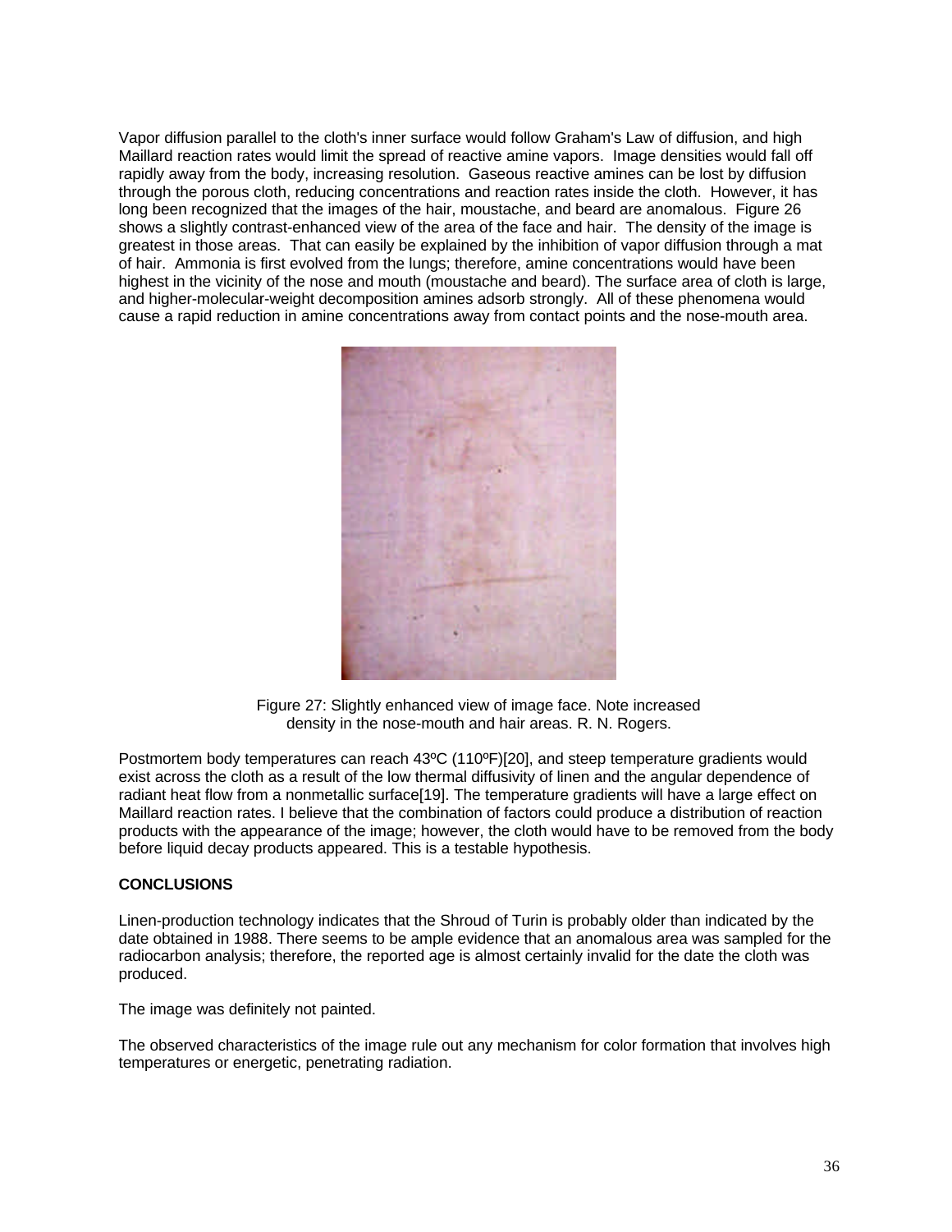Vapor diffusion parallel to the cloth's inner surface would follow Graham's Law of diffusion, and high Maillard reaction rates would limit the spread of reactive amine vapors. Image densities would fall off rapidly away from the body, increasing resolution. Gaseous reactive amines can be lost by diffusion through the porous cloth, reducing concentrations and reaction rates inside the cloth. However, it has long been recognized that the images of the hair, moustache, and beard are anomalous. Figure 26 shows a slightly contrast-enhanced view of the area of the face and hair. The density of the image is greatest in those areas. That can easily be explained by the inhibition of vapor diffusion through a mat of hair. Ammonia is first evolved from the lungs; therefore, amine concentrations would have been highest in the vicinity of the nose and mouth (moustache and beard). The surface area of cloth is large, and higher-molecular-weight decomposition amines adsorb strongly. All of these phenomena would cause a rapid reduction in amine concentrations away from contact points and the nose-mouth area.

Figure 27: Slightly enhanced view of image face. Note increased density in the nose-mouth and hair areas. R. N. Rogers.

Postmortem body temperatures can reach 43ºC (110ºF)[20], and steep temperature gradients would exist across the cloth as a result of the low thermal diffusivity of linen and the angular dependence of radiant heat flow from a nonmetallic surface[19]. The temperature gradients will have a large effect on Maillard reaction rates. I believe that the combination of factors could produce a distribution of reaction products with the appearance of the image; however, the cloth would have to be removed from the body before liquid decay products appeared. This is a testable hypothesis.

**CONCLUSIONS**

Linen-production technology indicates that the Shroud of Turin is probably older than indicated by the date obtained in 1988. There seems to be ample evidence that an anomalous area was sampled for the radiocarbon analysis; therefore, the reported age is almost certainly invalid for the date the cloth was produced.

The image was definitely not painted.

The observed characteristics of the image rule out any mechanism for color formation that involves high temperatures or energetic, penetrating radiation.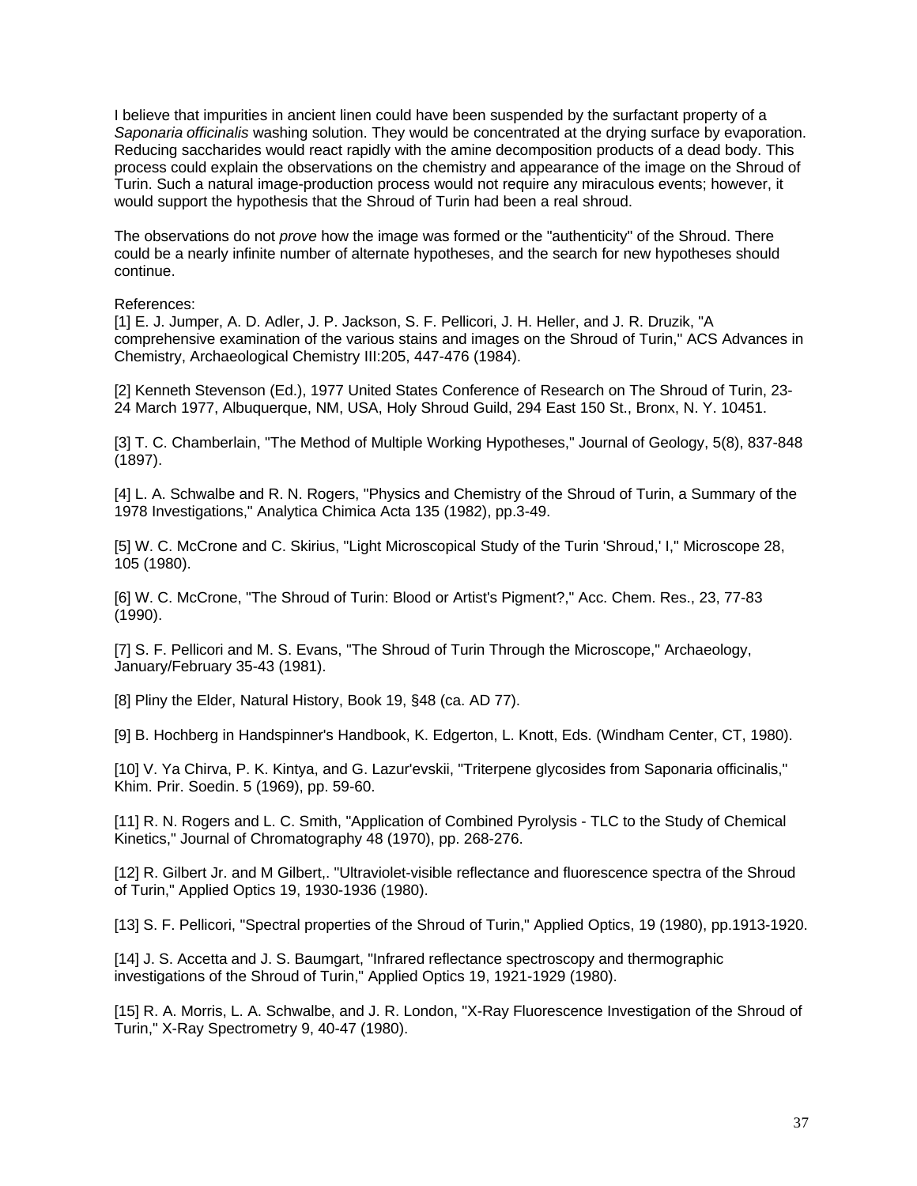I believe that impurities in ancient linen could have been suspended by the surfactant property of a *Saponaria officinalis* washing solution. They would be concentrated at the drying surface by evaporation. Reducing saccharides would react rapidly with the amine decomposition products of a dead body. This process could explain the observations on the chemistry and appearance of the image on the Shroud of Turin. Such a natural image-production process would not require any miraculous events; however, it would support the hypothesis that the Shroud of Turin had been a real shroud.

The observations do not *prove* how the image was formed or the "authenticity" of the Shroud. There could be a nearly infinite number of alternate hypotheses, and the search for new hypotheses should continue.

References:

[1] E. J. Jumper, A. D. Adler, J. P. Jackson, S. F. Pellicori, J. H. Heller, and J. R. Druzik, "A comprehensive examination of the various stains and images on the Shroud of Turin," ACS Advances in Chemistry, Archaeological Chemistry III:205, 447-476 (1984).

[2] Kenneth Stevenson (Ed.), 1977 United States Conference of Research on The Shroud of Turin, 23-24 March 1977, Albuquerque, NM, USA, Holy Shroud Guild, 294 East 150 St., Bronx, N. Y. 10451.

[3] T. C. Chamberlain, "The Method of Multiple Working Hypotheses," Journal of Geology, 5(8), 837-848 (1897).

[4] L. A. Schwalbe and R. N. Rogers, "Physics and Chemistry of the Shroud of Turin, a Summary of the 1978 Investigations," Analytica Chimica Acta 135 (1982), pp.3-49.

[5] W. C. McCrone and C. Skirius, "Light Microscopical Study of the Turin 'Shroud,' I," Microscope 28, 105 (1980).

[6] W. C. McCrone, "The Shroud of Turin: Blood or Artist's Pigment?," Acc. Chem. Res., 23, 77-83 (1990).

[7] S. F. Pellicori and M. S. Evans, "The Shroud of Turin Through the Microscope," Archaeology, January/February 35-43 (1981).

[8] Pliny the Elder, Natural History, Book 19, §48 (ca. AD 77).

[9] B. Hochberg in Handspinner's Handbook, K. Edgerton, L. Knott, Eds. (Windham Center, CT, 1980).

[10] V. Ya Chirva, P. K. Kintya, and G. Lazur'evskii, "Triterpene glycosides from Saponaria officinalis," Khim. Prir. Soedin. 5 (1969), pp. 59-60.

[11] R. N. Rogers and L. C. Smith, "Application of Combined Pyrolysis - TLC to the Study of Chemical Kinetics," Journal of Chromatography 48 (1970), pp. 268-276.

[12] R. Gilbert Jr. and M Gilbert,. "Ultraviolet-visible reflectance and fluorescence spectra of the Shroud of Turin," Applied Optics 19, 1930-1936 (1980).

[13] S. F. Pellicori, "Spectral properties of the Shroud of Turin," Applied Optics, 19 (1980), pp.1913-1920.

[14] J. S. Accetta and J. S. Baumgart, "Infrared reflectance spectroscopy and thermographic investigations of the Shroud of Turin," Applied Optics 19, 1921-1929 (1980).

[15] R. A. Morris, L. A. Schwalbe, and J. R. London, "X-Ray Fluorescence Investigation of the Shroud of Turin," X-Ray Spectrometry 9, 40-47 (1980).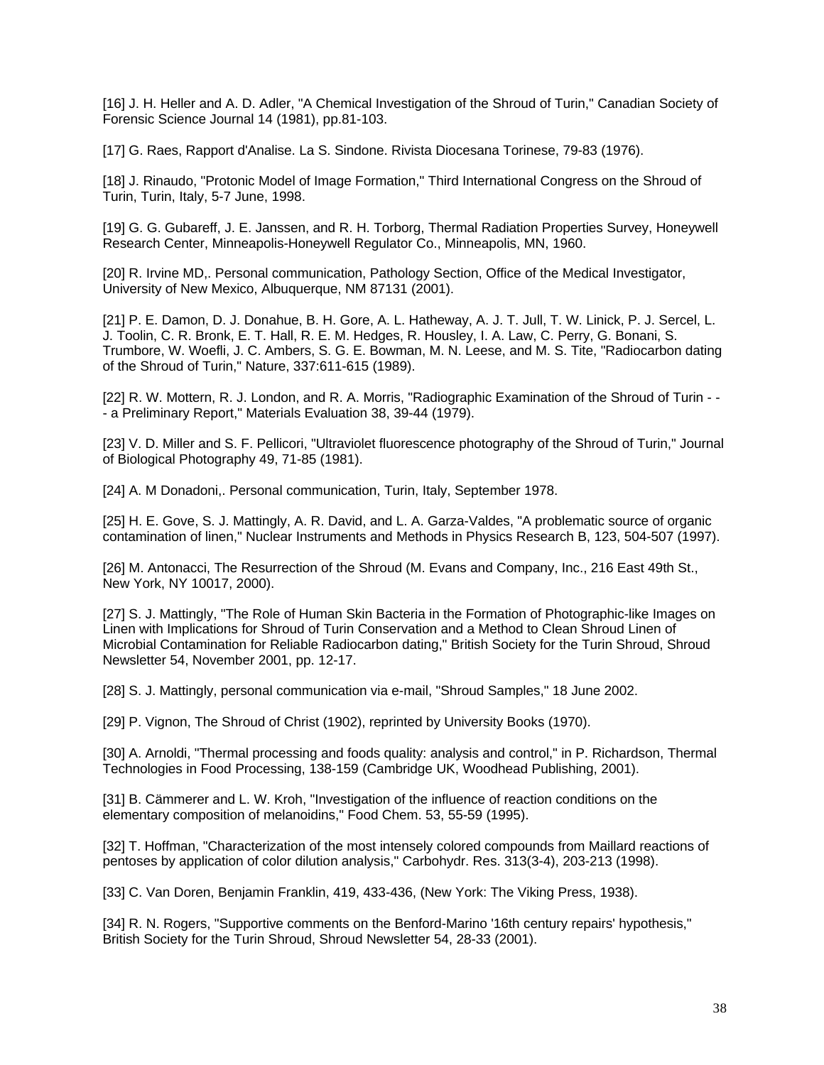[16] J. H. Heller and A. D. Adler, "A Chemical Investigation of the Shroud of Turin," Canadian Society of Forensic Science Journal 14 (1981), pp.81-103.

[17] G. Raes, Rapport d'Analise. La S. Sindone. Rivista Diocesana Torinese, 79-83 (1976).

[18] J. Rinaudo, "Protonic Model of Image Formation," Third International Congress on the Shroud of Turin, Turin, Italy, 5-7 June, 1998.

[19] G. G. Gubareff, J. E. Janssen, and R. H. Torborg, Thermal Radiation Properties Survey, Honeywell Research Center, Minneapolis-Honeywell Regulator Co., Minneapolis, MN, 1960.

[20] R. Irvine MD,. Personal communication, Pathology Section, Office of the Medical Investigator, University of New Mexico, Albuquerque, NM 87131 (2001).

[21] P. E. Damon, D. J. Donahue, B. H. Gore, A. L. Hatheway, A. J. T. Jull, T. W. Linick, P. J. Sercel, L. J. Toolin, C. R. Bronk, E. T. Hall, R. E. M. Hedges, R. Housley, I. A. Law, C. Perry, G. Bonani, S. Trumbore, W. Woefli, J. C. Ambers, S. G. E. Bowman, M. N. Leese, and M. S. Tite, "Radiocarbon dating of the Shroud of Turin," Nature, 337:611-615 (1989).

[22] R. W. Mottern, R. J. London, and R. A. Morris, "Radiographic Examination of the Shroud of Turin - - - a Preliminary Report," Materials Evaluation 38, 39-44 (1979).

[23] V. D. Miller and S. F. Pellicori, "Ultraviolet fluorescence photography of the Shroud of Turin," Journal of Biological Photography 49, 71-85 (1981).

[24] A. M Donadoni,. Personal communication, Turin, Italy, September 1978.

[25] H. E. Gove, S. J. Mattingly, A. R. David, and L. A. Garza-Valdes, "A problematic source of organic contamination of linen," Nuclear Instruments and Methods in Physics Research B, 123, 504-507 (1997).

[26] M. Antonacci, The Resurrection of the Shroud (M. Evans and Company, Inc., 216 East 49th St., New York, NY 10017, 2000).

[27] S. J. Mattingly, "The Role of Human Skin Bacteria in the Formation of Photographic-like Images on Linen with Implications for Shroud of Turin Conservation and a Method to Clean Shroud Linen of Microbial Contamination for Reliable Radiocarbon dating," British Society for the Turin Shroud, Shroud Newsletter 54, November 2001, pp. 12-17.

[28] S. J. Mattingly, personal communication via e-mail, "Shroud Samples," 18 June 2002.

[29] P. Vignon, The Shroud of Christ (1902), reprinted by University Books (1970).

[30] A. Arnoldi, "Thermal processing and foods quality: analysis and control," in P. Richardson, Thermal Technologies in Food Processing, 138-159 (Cambridge UK, Woodhead Publishing, 2001).

[31] B. Cämmerer and L. W. Kroh, "Investigation of the influence of reaction conditions on the elementary composition of melanoidins," Food Chem. 53, 55-59 (1995).

[32] T. Hoffman, "Characterization of the most intensely colored compounds from Maillard reactions of pentoses by application of color dilution analysis," Carbohydr. Res. 313(3-4), 203-213 (1998).

[33] C. Van Doren, Benjamin Franklin, 419, 433-436, (New York: The Viking Press, 1938).

[34] R. N. Rogers, "Supportive comments on the Benford-Marino '16th century repairs' hypothesis," British Society for the Turin Shroud, Shroud Newsletter 54, 28-33 (2001).